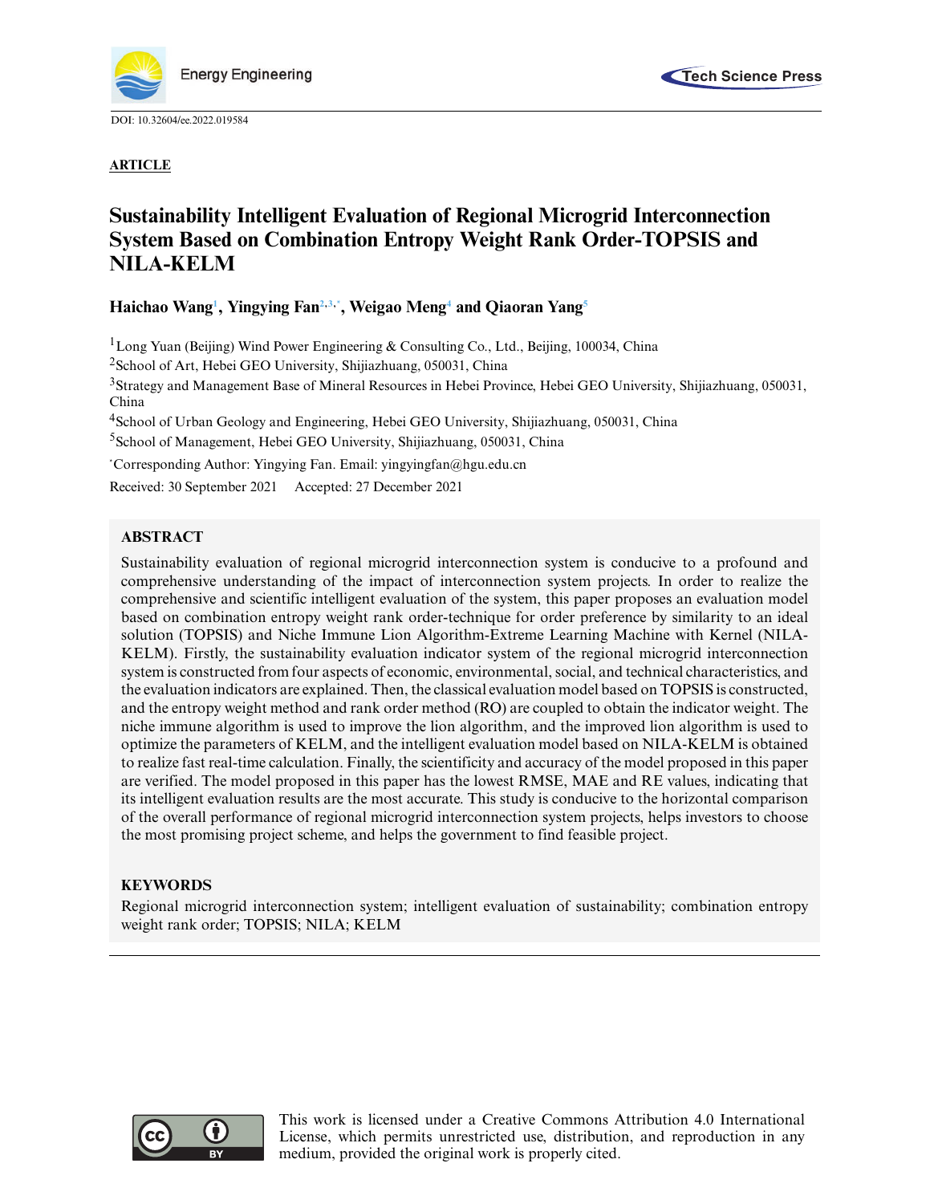DOI: 10.32604/ee.2022.019584

**ARTICLE**

# Sustainability Intelligent Evaluation of Regional Microgrid Interconnection System Based on Combination Entropy Weight Rank Order-TOPSIS and NILA-KELM

**Haichao Wang[1], Yingying Fan[2,3,*], Weigao Meng[4] and Qiaoran Yang[5]**

[1]Long Yuan (Beijing) Wind Power Engineering & Consulting Co., Ltd., Beijing, 100034, China

[2]School of Art, Hebei GEO University, Shijiazhuang, 050031, China

[3]Strategy and Management Base of Mineral Resources in Hebei Province, Hebei GEO University, Shijiazhuang, 050031, China

[4]School of Urban Geology and Engineering, Hebei GEO University, Shijiazhuang, 050031, China

[5]School of Management, Hebei GEO University, Shijiazhuang, 050031, China

[*]Corresponding Author: Yingying Fan. Email: yingyingfan@hgu.edu.cn

Received: 30 September 2021 Accepted: 27 December 2021

## ABSTRACT

Sustainability evaluation of regional microgrid interconnection system is conducive to a profound and comprehensive understanding of the impact of interconnection system projects. In order to realize the comprehensive and scientific intelligent evaluation of the system, this paper proposes an evaluation model based on combination entropy weight rank order-technique for order preference by similarity to an ideal solution (TOPSIS) and Niche Immune Lion Algorithm-Extreme Learning Machine with Kernel (NILA-KELM). Firstly, the sustainability evaluation indicator system of the regional microgrid interconnection system is constructed from four aspects of economic, environmental, social, and technical characteristics, and the evaluation indicators are explained. Then, the classical evaluation model based on TOPSIS is constructed, and the entropy weight method and rank order method (RO) are coupled to obtain the indicator weight. The niche immune algorithm is used to improve the lion algorithm, and the improved lion algorithm is used to optimize the parameters of KELM, and the intelligent evaluation model based on NILA-KELM is obtained to realize fast real-time calculation. Finally, the scientificity and accuracy of the model proposed in this paper are verified. The model proposed in this paper has the lowest RMSE, MAE and RE values, indicating that its intelligent evaluation results are the most accurate. This study is conducive to the horizontal comparison of the overall performance of regional microgrid interconnection system projects, helps investors to choose the most promising project scheme, and helps the government to find feasible project.

## KEYWORDS

Regional microgrid interconnection system; intelligent evaluation of sustainability; combination entropy weight rank order; TOPSIS; NILA; KELM

This work is licensed under a Creative Commons Attribution 4.0 International License, which permits unrestricted use, distribution, and reproduction in any medium, provided the original work is properly cited.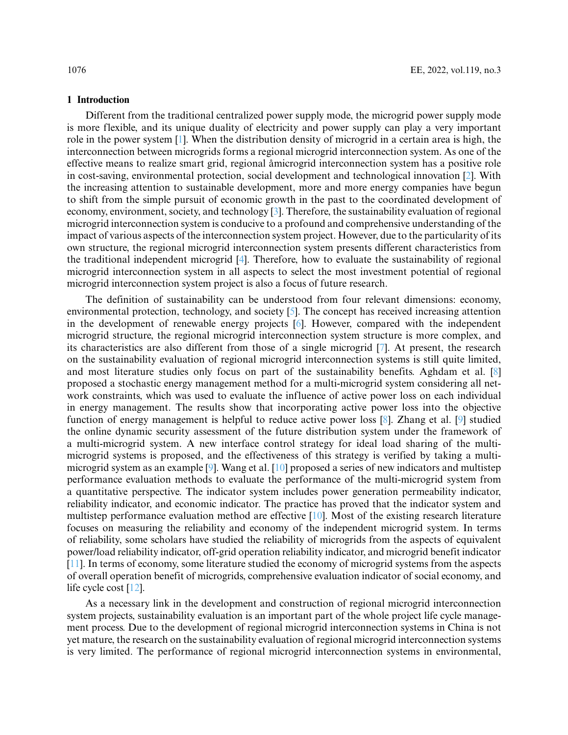## 1 Introduction

Different from the traditional centralized power supply mode, the microgrid power supply mode is more flexible, and its unique duality of electricity and power supply can play a very important role in the power system [1]. When the distribution density of microgrid in a certain area is high, the interconnection between microgrids forms a regional microgrid interconnection system. As one of the effective means to realize smart grid, regional åmicrogrid interconnection system has a positive role in cost-saving, environmental protection, social development and technological innovation [2]. With the increasing attention to sustainable development, more and more energy companies have begun to shift from the simple pursuit of economic growth in the past to the coordinated development of economy, environment, society, and technology [3]. Therefore, the sustainability evaluation of regional microgrid interconnection system is conducive to a profound and comprehensive understanding of the impact of various aspects of the interconnection system project. However, due to the particularity of its own structure, the regional microgrid interconnection system presents different characteristics from the traditional independent microgrid [4]. Therefore, how to evaluate the sustainability of regional microgrid interconnection system in all aspects to select the most investment potential of regional microgrid interconnection system project is also a focus of future research.

The definition of sustainability can be understood from four relevant dimensions: economy, environmental protection, technology, and society [5]. The concept has received increasing attention in the development of renewable energy projects [6]. However, compared with the independent microgrid structure, the regional microgrid interconnection system structure is more complex, and its characteristics are also different from those of a single microgrid [7]. At present, the research on the sustainability evaluation of regional microgrid interconnection systems is still quite limited, and most literature studies only focus on part of the sustainability benefits. Aghdam et al. [8] proposed a stochastic energy management method for a multi-microgrid system considering all network constraints, which was used to evaluate the influence of active power loss on each individual in energy management. The results show that incorporating active power loss into the objective function of energy management is helpful to reduce active power loss [8]. Zhang et al. [9] studied the online dynamic security assessment of the future distribution system under the framework of a multi-microgrid system. A new interface control strategy for ideal load sharing of the multi-microgrid systems is proposed, and the effectiveness of this strategy is verified by taking a multi-microgrid system as an example [9]. Wang et al. [10] proposed a series of new indicators and multistep performance evaluation methods to evaluate the performance of the multi-microgrid system from a quantitative perspective. The indicator system includes power generation permeability indicator, reliability indicator, and economic indicator. The practice has proved that the indicator system and multistep performance evaluation method are effective [10]. Most of the existing research literature focuses on measuring the reliability and economy of the independent microgrid system. In terms of reliability, some scholars have studied the reliability of microgrids from the aspects of equivalent power/load reliability indicator, off-grid operation reliability indicator, and microgrid benefit indicator [11]. In terms of economy, some literature studied the economy of microgrid systems from the aspects of overall operation benefit of microgrids, comprehensive evaluation indicator of social economy, and life cycle cost [12].

As a necessary link in the development and construction of regional microgrid interconnection system projects, sustainability evaluation is an important part of the whole project life cycle management process. Due to the development of regional microgrid interconnection systems in China is not yet mature, the research on the sustainability evaluation of regional microgrid interconnection systems is very limited. The performance of regional microgrid interconnection systems in environmental,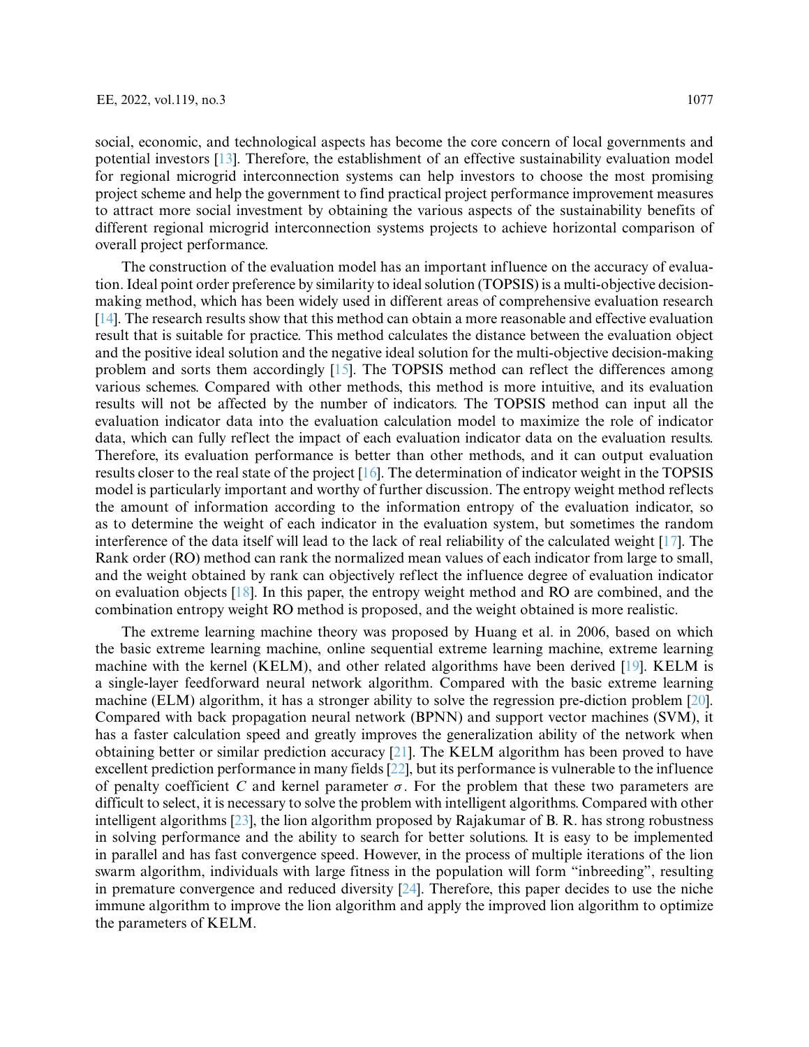social, economic, and technological aspects has become the core concern of local governments and potential investors [13]. Therefore, the establishment of an effective sustainability evaluation model for regional microgrid interconnection systems can help investors to choose the most promising project scheme and help the government to find practical project performance improvement measures to attract more social investment by obtaining the various aspects of the sustainability benefits of different regional microgrid interconnection systems projects to achieve horizontal comparison of overall project performance.

The construction of the evaluation model has an important influence on the accuracy of evaluation. Ideal point order preference by similarity to ideal solution (TOPSIS) is a multi-objective decision-making method, which has been widely used in different areas of comprehensive evaluation research [14]. The research results show that this method can obtain a more reasonable and effective evaluation result that is suitable for practice. This method calculates the distance between the evaluation object and the positive ideal solution and the negative ideal solution for the multi-objective decision-making problem and sorts them accordingly [15]. The TOPSIS method can reflect the differences among various schemes. Compared with other methods, this method is more intuitive, and its evaluation results will not be affected by the number of indicators. The TOPSIS method can input all the evaluation indicator data into the evaluation calculation model to maximize the role of indicator data, which can fully reflect the impact of each evaluation indicator data on the evaluation results. Therefore, its evaluation performance is better than other methods, and it can output evaluation results closer to the real state of the project [16]. The determination of indicator weight in the TOPSIS model is particularly important and worthy of further discussion. The entropy weight method reflects the amount of information according to the information entropy of the evaluation indicator, so as to determine the weight of each indicator in the evaluation system, but sometimes the random interference of the data itself will lead to the lack of real reliability of the calculated weight [17]. The Rank order (RO) method can rank the normalized mean values of each indicator from large to small, and the weight obtained by rank can objectively reflect the influence degree of evaluation indicator on evaluation objects [18]. In this paper, the entropy weight method and RO are combined, and the combination entropy weight RO method is proposed, and the weight obtained is more realistic.

The extreme learning machine theory was proposed by Huang et al. in 2006, based on which the basic extreme learning machine, online sequential extreme learning machine, extreme learning machine with the kernel (KELM), and other related algorithms have been derived [19]. KELM is a single-layer feedforward neural network algorithm. Compared with the basic extreme learning machine (ELM) algorithm, it has a stronger ability to solve the regression pre-diction problem [20]. Compared with back propagation neural network (BPNN) and support vector machines (SVM), it has a faster calculation speed and greatly improves the generalization ability of the network when obtaining better or similar prediction accuracy [21]. The KELM algorithm has been proved to have excellent prediction performance in many fields [22], but its performance is vulnerable to the influence of penalty coefficient $C$ and kernel parameter $\sigma$. For the problem that these two parameters are difficult to select, it is necessary to solve the problem with intelligent algorithms. Compared with other intelligent algorithms [23], the lion algorithm proposed by Rajakumar of B. R. has strong robustness in solving performance and the ability to search for better solutions. It is easy to be implemented in parallel and has fast convergence speed. However, in the process of multiple iterations of the lion swarm algorithm, individuals with large fitness in the population will form "inbreeding", resulting in premature convergence and reduced diversity [24]. Therefore, this paper decides to use the niche immune algorithm to improve the lion algorithm and apply the improved lion algorithm to optimize the parameters of KELM.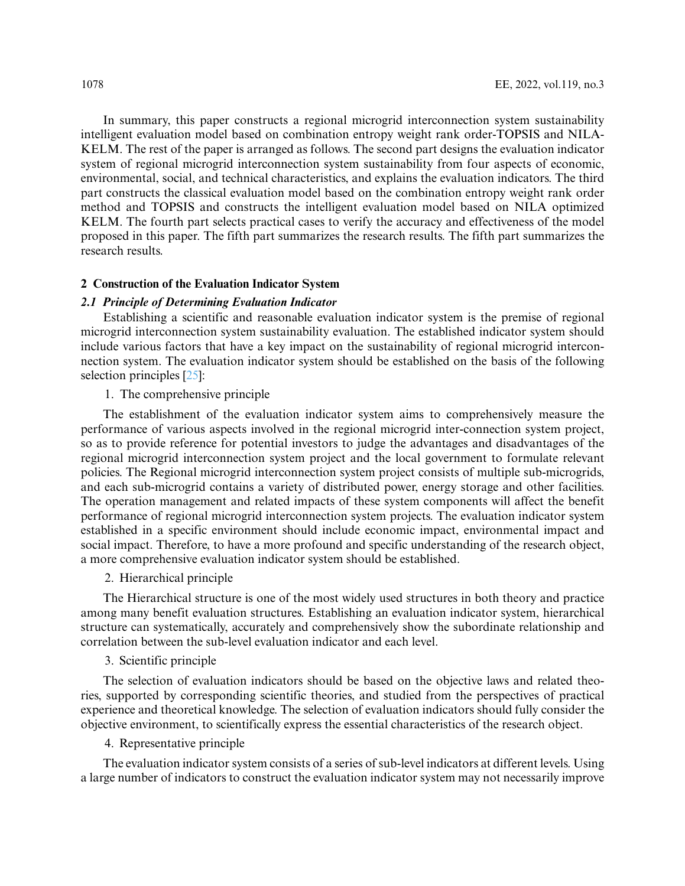In summary, this paper constructs a regional microgrid interconnection system sustainability intelligent evaluation model based on combination entropy weight rank order-TOPSIS and NILA-KELM. The rest of the paper is arranged as follows. The second part designs the evaluation indicator system of regional microgrid interconnection system sustainability from four aspects of economic, environmental, social, and technical characteristics, and explains the evaluation indicators. The third part constructs the classical evaluation model based on the combination entropy weight rank order method and TOPSIS and constructs the intelligent evaluation model based on NILA optimized KELM. The fourth part selects practical cases to verify the accuracy and effectiveness of the model proposed in this paper. The fifth part summarizes the research results. The fifth part summarizes the research results.

## 2 Construction of the Evaluation Indicator System

### 2.1 Principle of Determining Evaluation Indicator

Establishing a scientific and reasonable evaluation indicator system is the premise of regional microgrid interconnection system sustainability evaluation. The established indicator system should include various factors that have a key impact on the sustainability of regional microgrid interconnection system. The evaluation indicator system should be established on the basis of the following selection principles [25]:

1. The comprehensive principle

The establishment of the evaluation indicator system aims to comprehensively measure the performance of various aspects involved in the regional microgrid inter-connection system project, so as to provide reference for potential investors to judge the advantages and disadvantages of the regional microgrid interconnection system project and the local government to formulate relevant policies. The Regional microgrid interconnection system project consists of multiple sub-microgrids, and each sub-microgrid contains a variety of distributed power, energy storage and other facilities. The operation management and related impacts of these system components will affect the benefit performance of regional microgrid interconnection system projects. The evaluation indicator system established in a specific environment should include economic impact, environmental impact and social impact. Therefore, to have a more profound and specific understanding of the research object, a more comprehensive evaluation indicator system should be established.

2. Hierarchical principle

The Hierarchical structure is one of the most widely used structures in both theory and practice among many benefit evaluation structures. Establishing an evaluation indicator system, hierarchical structure can systematically, accurately and comprehensively show the subordinate relationship and correlation between the sub-level evaluation indicator and each level.

3. Scientific principle

The selection of evaluation indicators should be based on the objective laws and related theories, supported by corresponding scientific theories, and studied from the perspectives of practical experience and theoretical knowledge. The selection of evaluation indicators should fully consider the objective environment, to scientifically express the essential characteristics of the research object.

4. Representative principle

The evaluation indicator system consists of a series of sub-level indicators at different levels. Using a large number of indicators to construct the evaluation indicator system may not necessarily improve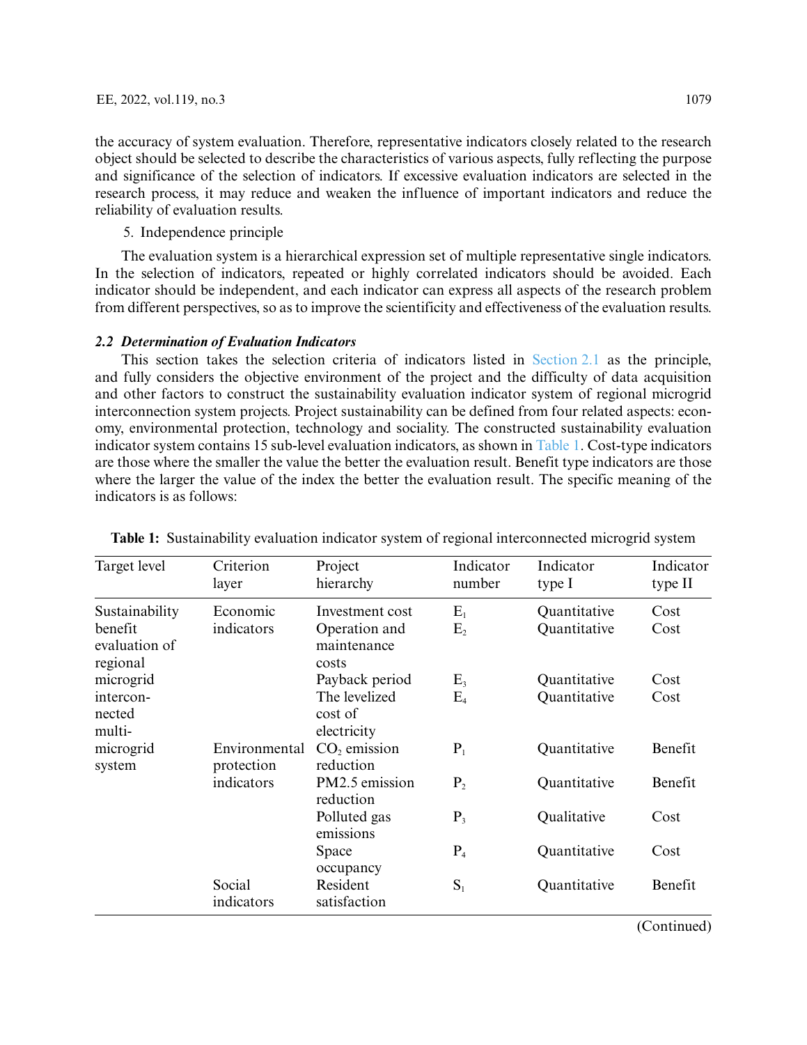the accuracy of system evaluation. Therefore, representative indicators closely related to the research object should be selected to describe the characteristics of various aspects, fully reflecting the purpose and significance of the selection of indicators. If excessive evaluation indicators are selected in the research process, it may reduce and weaken the influence of important indicators and reduce the reliability of evaluation results.

5. Independence principle

The evaluation system is a hierarchical expression set of multiple representative single indicators. In the selection of indicators, repeated or highly correlated indicators should be avoided. Each indicator should be independent, and each indicator can express all aspects of the research problem from different perspectives, so as to improve the scientificity and effectiveness of the evaluation results.

### *2.2 Determination of Evaluation Indicators*

This section takes the selection criteria of indicators listed in Section 2.1 as the principle, and fully considers the objective environment of the project and the difficulty of data acquisition and other factors to construct the sustainability evaluation indicator system of regional microgrid interconnection system projects. Project sustainability can be defined from four related aspects: economy, environmental protection, technology and sociality. The constructed sustainability evaluation indicator system contains 15 sub-level evaluation indicators, as shown in Table 1. Cost-type indicators are those where the smaller the value the better the evaluation result. Benefit type indicators are those where the larger the value of the index the better the evaluation result. The specific meaning of the indicators is as follows:

**Table 1:** Sustainability evaluation indicator system of regional interconnected microgrid system

| Target level | Criterion layer | Project hierarchy | Indicator number | Indicator type I | Indicator type II |
|---|---|---|---|---|---|
| Sustainability benefit evaluation of regional microgrid interconnected multi-microgrid system | Economic indicators | Investment cost | $E_1$ | Quantitative | Cost |
| | | Operation and maintenance costs | $E_2$ | Quantitative | Cost |
| | | Payback period | $E_3$ | Quantitative | Cost |
| | | The levelized cost of electricity | $E_4$ | Quantitative | Cost |
| | Environmental protection indicators | $CO_2$ emission reduction | $P_1$ | Quantitative | Benefit |
| | | PM2.5 emission reduction | $P_2$ | Quantitative | Benefit |
| | | Polluted gas emissions | $P_3$ | Qualitative | Cost |
| | | Space occupancy | $P_4$ | Quantitative | Cost |
| | Social indicators | Resident satisfaction | $S_1$ | Quantitative | Benefit |

(Continued)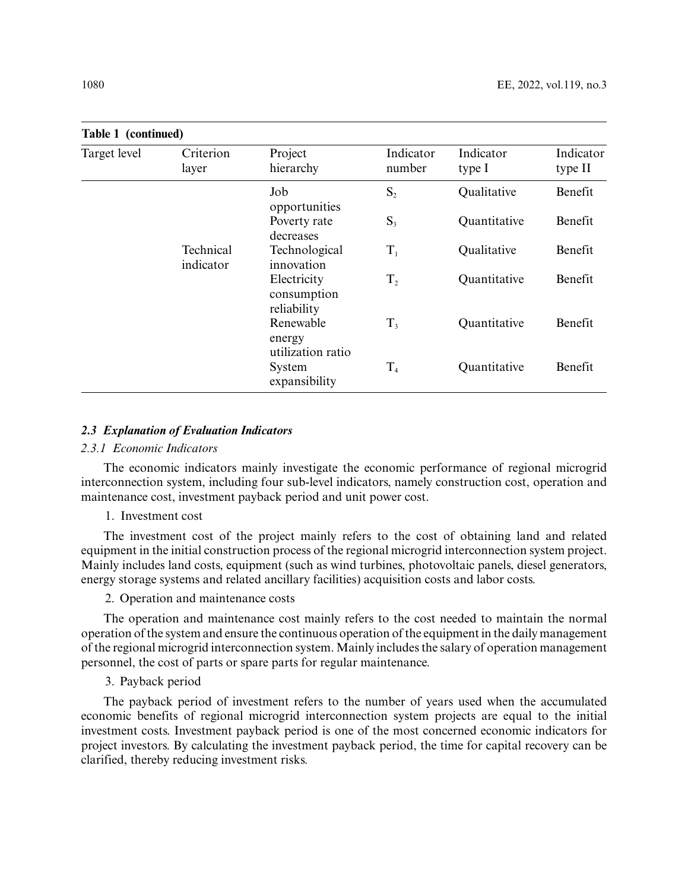**Table 1 (continued)**

| Target level | Criterion layer | Project hierarchy | Indicator number | Indicator type I | Indicator type II |
|---|---|---|---|---|---|
| | | Job opportunities | $S_2$ | Qualitative | Benefit |
| | | Poverty rate decreases | $S_3$ | Quantitative | Benefit |
| | Technical indicator | Technological innovation | $T_1$ | Qualitative | Benefit |
| | | Electricity consumption reliability | $T_2$ | Quantitative | Benefit |
| | | Renewable energy utilization ratio | $T_3$ | Quantitative | Benefit |
| | | System expansibility | $T_4$ | Quantitative | Benefit |

### *2.3 Explanation of Evaluation Indicators*

#### *2.3.1 Economic Indicators*

The economic indicators mainly investigate the economic performance of regional microgrid interconnection system, including four sub-level indicators, namely construction cost, operation and maintenance cost, investment payback period and unit power cost.

1. Investment cost

The investment cost of the project mainly refers to the cost of obtaining land and related equipment in the initial construction process of the regional microgrid interconnection system project. Mainly includes land costs, equipment (such as wind turbines, photovoltaic panels, diesel generators, energy storage systems and related ancillary facilities) acquisition costs and labor costs.

2. Operation and maintenance costs

The operation and maintenance cost mainly refers to the cost needed to maintain the normal operation of the system and ensure the continuous operation of the equipment in the daily management of the regional microgrid interconnection system. Mainly includes the salary of operation management personnel, the cost of parts or spare parts for regular maintenance.

3. Payback period

The payback period of investment refers to the number of years used when the accumulated economic benefits of regional microgrid interconnection system projects are equal to the initial investment costs. Investment payback period is one of the most concerned economic indicators for project investors. By calculating the investment payback period, the time for capital recovery can be clarified, thereby reducing investment risks.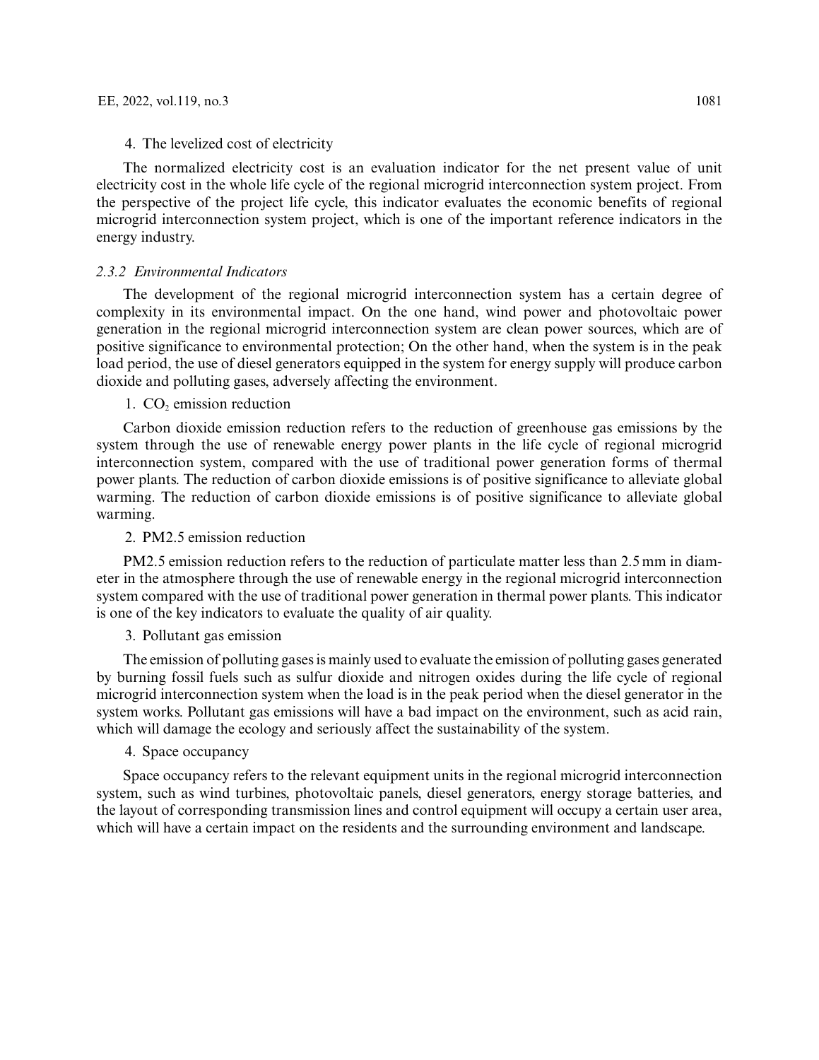4. The levelized cost of electricity

The normalized electricity cost is an evaluation indicator for the net present value of unit electricity cost in the whole life cycle of the regional microgrid interconnection system project. From the perspective of the project life cycle, this indicator evaluates the economic benefits of regional microgrid interconnection system project, which is one of the important reference indicators in the energy industry.

### *2.3.2 Environmental Indicators*

The development of the regional microgrid interconnection system has a certain degree of complexity in its environmental impact. On the one hand, wind power and photovoltaic power generation in the regional microgrid interconnection system are clean power sources, which are of positive significance to environmental protection; On the other hand, when the system is in the peak load period, the use of diesel generators equipped in the system for energy supply will produce carbon dioxide and polluting gases, adversely affecting the environment.

1. $CO_2$ emission reduction

Carbon dioxide emission reduction refers to the reduction of greenhouse gas emissions by the system through the use of renewable energy power plants in the life cycle of regional microgrid interconnection system, compared with the use of traditional power generation forms of thermal power plants. The reduction of carbon dioxide emissions is of positive significance to alleviate global warming. The reduction of carbon dioxide emissions is of positive significance to alleviate global warming.

2. PM2.5 emission reduction

PM2.5 emission reduction refers to the reduction of particulate matter less than 2.5 mm in diameter in the atmosphere through the use of renewable energy in the regional microgrid interconnection system compared with the use of traditional power generation in thermal power plants. This indicator is one of the key indicators to evaluate the quality of air quality.

3. Pollutant gas emission

The emission of polluting gases is mainly used to evaluate the emission of polluting gases generated by burning fossil fuels such as sulfur dioxide and nitrogen oxides during the life cycle of regional microgrid interconnection system when the load is in the peak period when the diesel generator in the system works. Pollutant gas emissions will have a bad impact on the environment, such as acid rain, which will damage the ecology and seriously affect the sustainability of the system.

4. Space occupancy

Space occupancy refers to the relevant equipment units in the regional microgrid interconnection system, such as wind turbines, photovoltaic panels, diesel generators, energy storage batteries, and the layout of corresponding transmission lines and control equipment will occupy a certain user area, which will have a certain impact on the residents and the surrounding environment and landscape.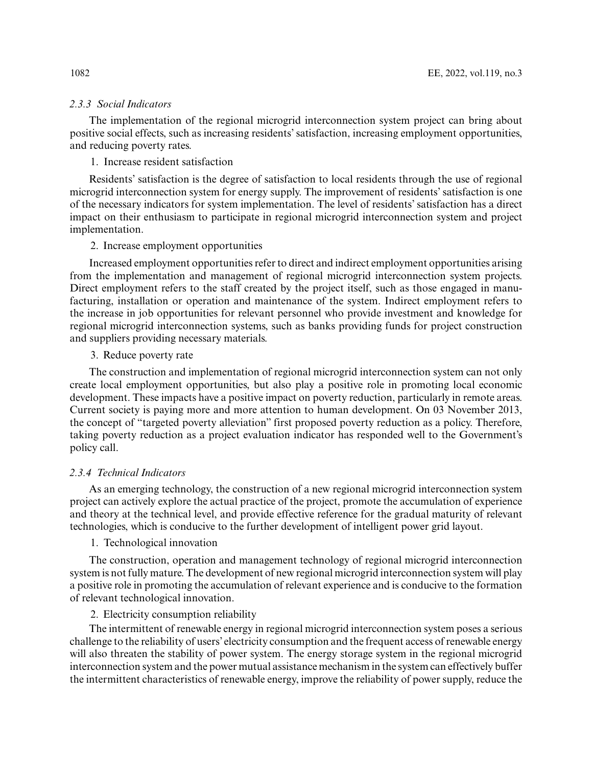### *2.3.3 Social Indicators*

The implementation of the regional microgrid interconnection system project can bring about positive social effects, such as increasing residents' satisfaction, increasing employment opportunities, and reducing poverty rates.

1. Increase resident satisfaction

Residents' satisfaction is the degree of satisfaction to local residents through the use of regional microgrid interconnection system for energy supply. The improvement of residents' satisfaction is one of the necessary indicators for system implementation. The level of residents' satisfaction has a direct impact on their enthusiasm to participate in regional microgrid interconnection system and project implementation.

2. Increase employment opportunities

Increased employment opportunities refer to direct and indirect employment opportunities arising from the implementation and management of regional microgrid interconnection system projects. Direct employment refers to the staff created by the project itself, such as those engaged in manufacturing, installation or operation and maintenance of the system. Indirect employment refers to the increase in job opportunities for relevant personnel who provide investment and knowledge for regional microgrid interconnection systems, such as banks providing funds for project construction and suppliers providing necessary materials.

3. Reduce poverty rate

The construction and implementation of regional microgrid interconnection system can not only create local employment opportunities, but also play a positive role in promoting local economic development. These impacts have a positive impact on poverty reduction, particularly in remote areas. Current society is paying more and more attention to human development. On 03 November 2013, the concept of "targeted poverty alleviation" first proposed poverty reduction as a policy. Therefore, taking poverty reduction as a project evaluation indicator has responded well to the Government's policy call.

### *2.3.4 Technical Indicators*

As an emerging technology, the construction of a new regional microgrid interconnection system project can actively explore the actual practice of the project, promote the accumulation of experience and theory at the technical level, and provide effective reference for the gradual maturity of relevant technologies, which is conducive to the further development of intelligent power grid layout.

1. Technological innovation

The construction, operation and management technology of regional microgrid interconnection system is not fully mature. The development of new regional microgrid interconnection system will play a positive role in promoting the accumulation of relevant experience and is conducive to the formation of relevant technological innovation.

2. Electricity consumption reliability

The intermittent of renewable energy in regional microgrid interconnection system poses a serious challenge to the reliability of users' electricity consumption and the frequent access of renewable energy will also threaten the stability of power system. The energy storage system in the regional microgrid interconnection system and the power mutual assistance mechanism in the system can effectively buffer the intermittent characteristics of renewable energy, improve the reliability of power supply, reduce the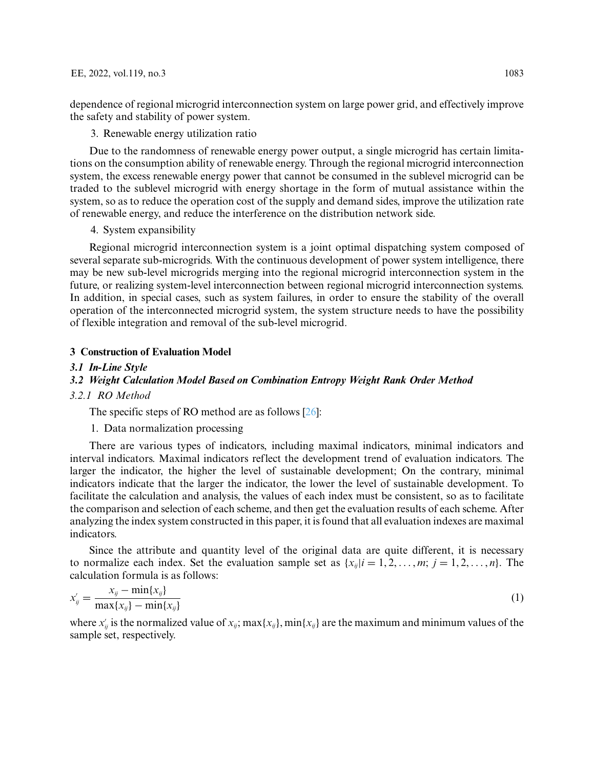dependence of regional microgrid interconnection system on large power grid, and effectively improve the safety and stability of power system.

3. Renewable energy utilization ratio

Due to the randomness of renewable energy power output, a single microgrid has certain limitations on the consumption ability of renewable energy. Through the regional microgrid interconnection system, the excess renewable energy power that cannot be consumed in the sublevel microgrid can be traded to the sublevel microgrid with energy shortage in the form of mutual assistance within the system, so as to reduce the operation cost of the supply and demand sides, improve the utilization rate of renewable energy, and reduce the interference on the distribution network side.

4. System expansibility

Regional microgrid interconnection system is a joint optimal dispatching system composed of several separate sub-microgrids. With the continuous development of power system intelligence, there may be new sub-level microgrids merging into the regional microgrid interconnection system in the future, or realizing system-level interconnection between regional microgrid interconnection systems. In addition, in special cases, such as system failures, in order to ensure the stability of the overall operation of the interconnected microgrid system, the system structure needs to have the possibility of flexible integration and removal of the sub-level microgrid.

## 3 Construction of Evaluation Model

### *3.1 In-Line Style*

### *3.2 Weight Calculation Model Based on Combination Entropy Weight Rank Order Method*

#### *3.2.1 RO Method*

The specific steps of RO method are as follows [26]:

1. Data normalization processing

There are various types of indicators, including maximal indicators, minimal indicators and interval indicators. Maximal indicators reflect the development trend of evaluation indicators. The larger the indicator, the higher the level of sustainable development; On the contrary, minimal indicators indicate that the larger the indicator, the lower the level of sustainable development. To facilitate the calculation and analysis, the values of each index must be consistent, so as to facilitate the comparison and selection of each scheme, and then get the evaluation results of each scheme. After analyzing the index system constructed in this paper, it is found that all evaluation indexes are maximal indicators.

Since the attribute and quantity level of the original data are quite different, it is necessary to normalize each index. Set the evaluation sample set as $\{x_{ij}|i = 1, 2, \ldots, m;\ j = 1, 2, \ldots, n\}$. The calculation formula is as follows:

$$x_{ij}' = \frac{x_{ij} - \min\{x_{ij}\}}{\max\{x_{ij}\} - \min\{x_{ij}\}} \tag{1}$$

where $x_{ij}'$ is the normalized value of $x_{ij}$; $\max\{x_{ij}\}$, $\min\{x_{ij}\}$ are the maximum and minimum values of the sample set, respectively.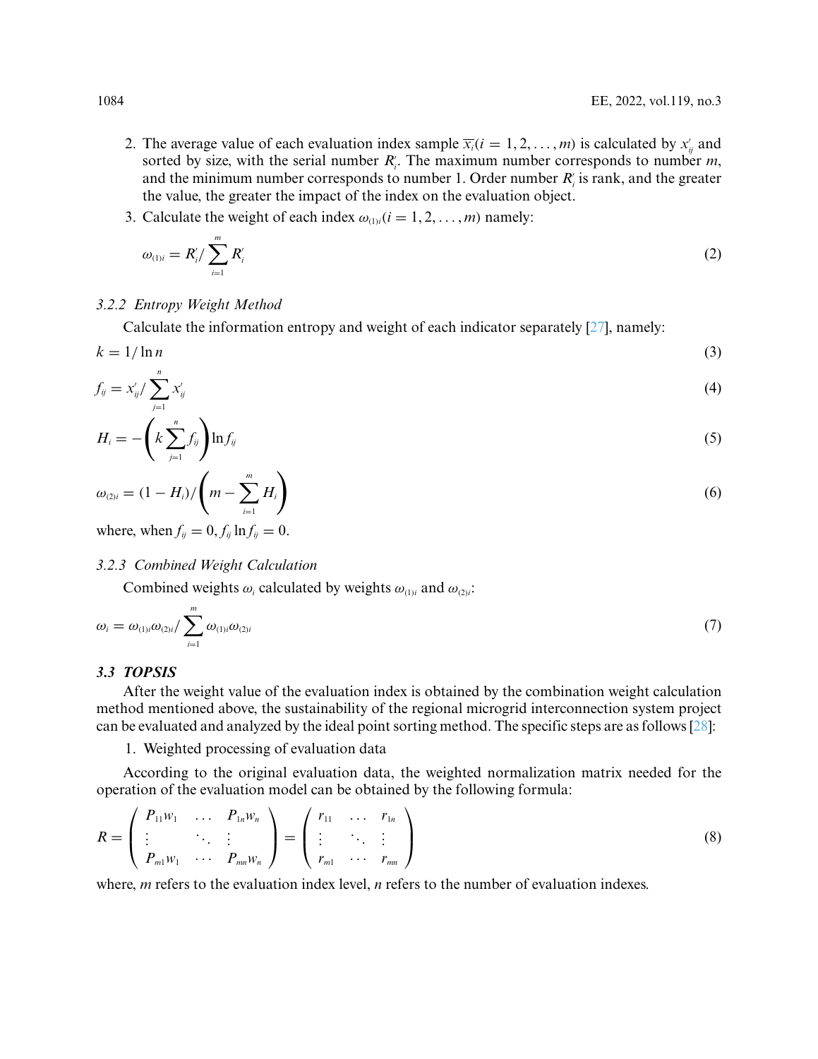2. The average value of each evaluation index sample $\overline{x}_i (i = 1, 2, \ldots, m)$ is calculated by $x'_{ij}$ and sorted by size, with the serial number $R'_i$. The maximum number corresponds to number $m$, and the minimum number corresponds to number 1. Order number $R'_i$ is rank, and the greater the value, the greater the impact of the index on the evaluation object.
3. Calculate the weight of each index $\omega_{(1)i} (i = 1, 2, \ldots, m)$ namely:

$$\omega_{(1)i} = R'_i / \sum_{i=1}^{m} R'_i \tag{2}$$

### 3.2.2 Entropy Weight Method

Calculate the information entropy and weight of each indicator separately [27], namely:

$$k = 1/\ln n \tag{3}$$

$$f_{ij} = x'_{ij} / \sum_{j=1}^{n} x'_{ij} \tag{4}$$

$$H_i = -\left(k \sum_{j=1}^{n} f_{ij}\right) \ln f_{ij} \tag{5}$$

$$\omega_{(2)i} = (1 - H_i) / \left(m - \sum_{i=1}^{m} H_i\right) \tag{6}$$

where, when $f_{ij} = 0, f_{ij} \ln f_{ij} = 0$.

### 3.2.3 Combined Weight Calculation

Combined weights $\omega_i$ calculated by weights $\omega_{(1)i}$ and $\omega_{(2)i}$:

$$\omega_i = \omega_{(1)i}\omega_{(2)i} / \sum_{i=1}^{m} \omega_{(1)i}\omega_{(2)i} \tag{7}$$

## 3.3 TOPSIS

After the weight value of the evaluation index is obtained by the combination weight calculation method mentioned above, the sustainability of the regional microgrid interconnection system project can be evaluated and analyzed by the ideal point sorting method. The specific steps are as follows [28]:

1. Weighted processing of evaluation data

According to the original evaluation data, the weighted normalization matrix needed for the operation of the evaluation model can be obtained by the following formula:

$$R = \begin{pmatrix} P_{11}w_1 & \ldots & P_{1n}w_n \\ \vdots & \ddots & \vdots \\ P_{m1}w_1 & \cdots & P_{mn}w_n \end{pmatrix} = \begin{pmatrix} r_{11} & \ldots & r_{1n} \\ \vdots & \ddots & \vdots \\ r_{m1} & \cdots & r_{mn} \end{pmatrix} \tag{8}$$

where, $m$ refers to the evaluation index level, $n$ refers to the number of evaluation indexes.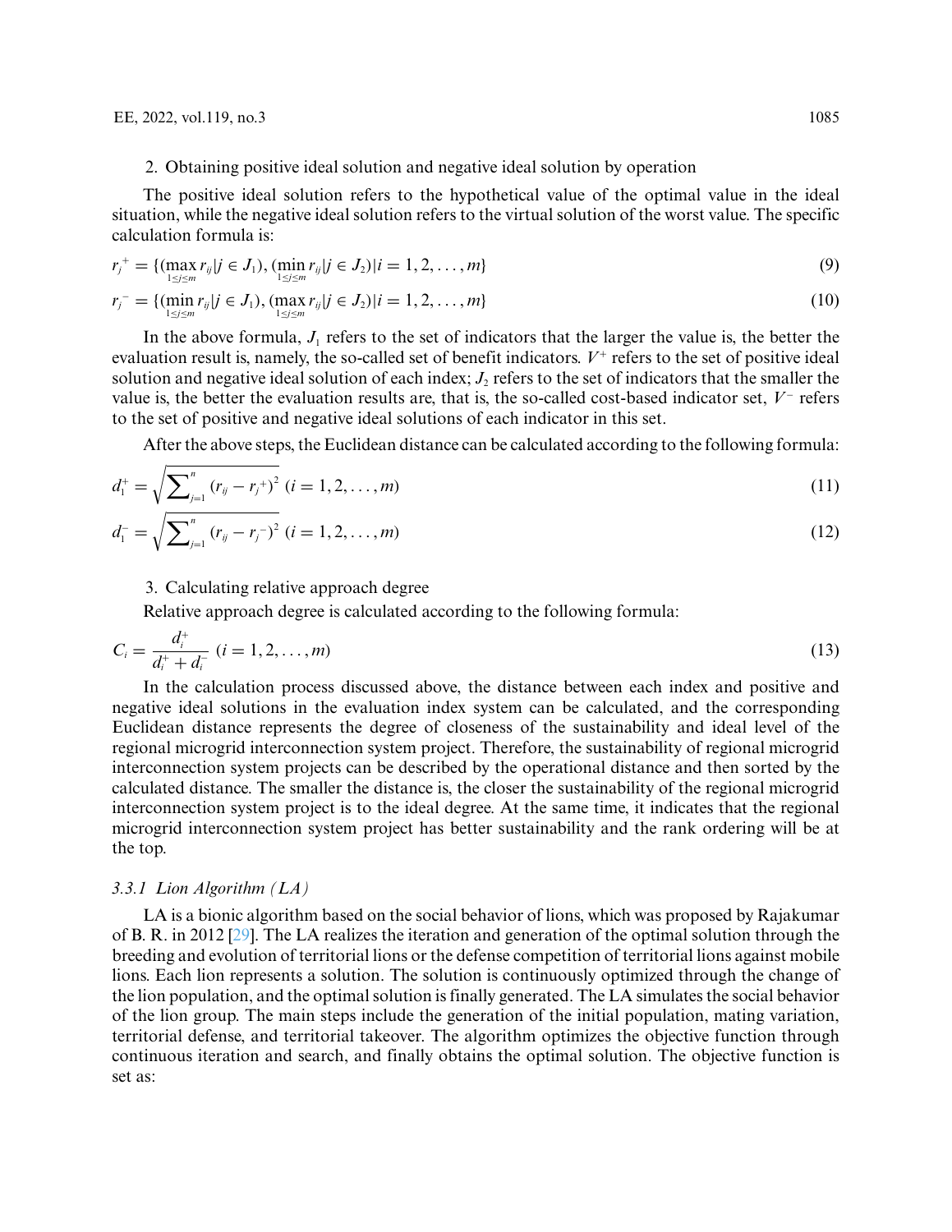2. Obtaining positive ideal solution and negative ideal solution by operation

The positive ideal solution refers to the hypothetical value of the optimal value in the ideal situation, while the negative ideal solution refers to the virtual solution of the worst value. The specific calculation formula is:

$$r_j^+ = \{(\max_{1 \le j \le m} r_{ij} | j \in J_1), (\min_{1 \le j \le m} r_{ij} | j \in J_2) | i = 1, 2, \ldots, m\} \tag{9}$$

$$r_j^- = \{(\min_{1 \le j \le m} r_{ij} | j \in J_1), (\max_{1 \le j \le m} r_{ij} | j \in J_2) | i = 1, 2, \ldots, m\} \tag{10}$$

In the above formula, $J_1$ refers to the set of indicators that the larger the value is, the better the evaluation result is, namely, the so-called set of benefit indicators. $V^+$ refers to the set of positive ideal solution and negative ideal solution of each index; $J_2$ refers to the set of indicators that the smaller the value is, the better the evaluation results are, that is, the so-called cost-based indicator set, $V^-$ refers to the set of positive and negative ideal solutions of each indicator in this set.

After the above steps, the Euclidean distance can be calculated according to the following formula:

$$d_1^+ = \sqrt{\sum\nolimits_{j=1}^{n} (r_{ij} - r_j^+)^2} \; (i = 1, 2, \ldots, m) \tag{11}$$

$$d_1^- = \sqrt{\sum\nolimits_{j=1}^{n} (r_{ij} - r_j^-)^2} \; (i = 1, 2, \ldots, m) \tag{12}$$

3. Calculating relative approach degree

Relative approach degree is calculated according to the following formula:

$$C_i = \frac{d_i^+}{d_i^+ + d_i^-} \; (i = 1, 2, \ldots, m) \tag{13}$$

In the calculation process discussed above, the distance between each index and positive and negative ideal solutions in the evaluation index system can be calculated, and the corresponding Euclidean distance represents the degree of closeness of the sustainability and ideal level of the regional microgrid interconnection system project. Therefore, the sustainability of regional microgrid interconnection system projects can be described by the operational distance and then sorted by the calculated distance. The smaller the distance is, the closer the sustainability of the regional microgrid interconnection system project is to the ideal degree. At the same time, it indicates that the regional microgrid interconnection system project has better sustainability and the rank ordering will be at the top.

#### *3.3.1 Lion Algorithm (LA)*

LA is a bionic algorithm based on the social behavior of lions, which was proposed by Rajakumar of B. R. in 2012 [29]. The LA realizes the iteration and generation of the optimal solution through the breeding and evolution of territorial lions or the defense competition of territorial lions against mobile lions. Each lion represents a solution. The solution is continuously optimized through the change of the lion population, and the optimal solution is finally generated. The LA simulates the social behavior of the lion group. The main steps include the generation of the initial population, mating variation, territorial defense, and territorial takeover. The algorithm optimizes the objective function through continuous iteration and search, and finally obtains the optimal solution. The objective function is set as: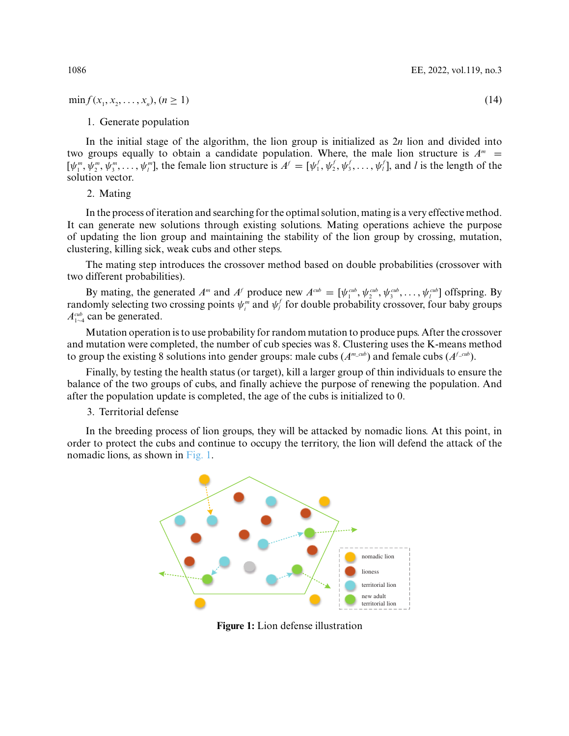$$\min f(x_1, x_2, \ldots, x_n), (n \geq 1) \tag{14}$$

1. Generate population

In the initial stage of the algorithm, the lion group is initialized as $2n$ lion and divided into two groups equally to obtain a candidate population. Where, the male lion structure is $A^m = [\psi_1^m, \psi_2^m, \psi_3^m, \ldots, \psi_l^m]$, the female lion structure is $A^f = [\psi_1^f, \psi_2^f, \psi_3^f, \ldots, \psi_l^f]$, and $l$ is the length of the solution vector.

2. Mating

In the process of iteration and searching for the optimal solution, mating is a very effective method. It can generate new solutions through existing solutions. Mating operations achieve the purpose of updating the lion group and maintaining the stability of the lion group by crossing, mutation, clustering, killing sick, weak cubs and other steps.

The mating step introduces the crossover method based on double probabilities (crossover with two different probabilities).

By mating, the generated $A^m$ and $A^f$ produce new $A^{cub} = [\psi_1^{cub}, \psi_2^{cub}, \psi_3^{cub}, \ldots, \psi_l^{cub}]$ offspring. By randomly selecting two crossing points $\psi_i^m$ and $\psi_j^f$ for double probability crossover, four baby groups $A_{1\sim4}^{cub}$ can be generated.

Mutation operation is to use probability for random mutation to produce pups. After the crossover and mutation were completed, the number of cub species was 8. Clustering uses the K-means method to group the existing 8 solutions into gender groups: male cubs ($A^{m\_cub}$) and female cubs ($A^{f\_cub}$).

Finally, by testing the health status (or target), kill a larger group of thin individuals to ensure the balance of the two groups of cubs, and finally achieve the purpose of renewing the population. And after the population update is completed, the age of the cubs is initialized to 0.

3. Territorial defense

In the breeding process of lion groups, they will be attacked by nomadic lions. At this point, in order to protect the cubs and continue to occupy the territory, the lion will defend the attack of the nomadic lions, as shown in Fig. 1.

**Figure 1:** Lion defense illustration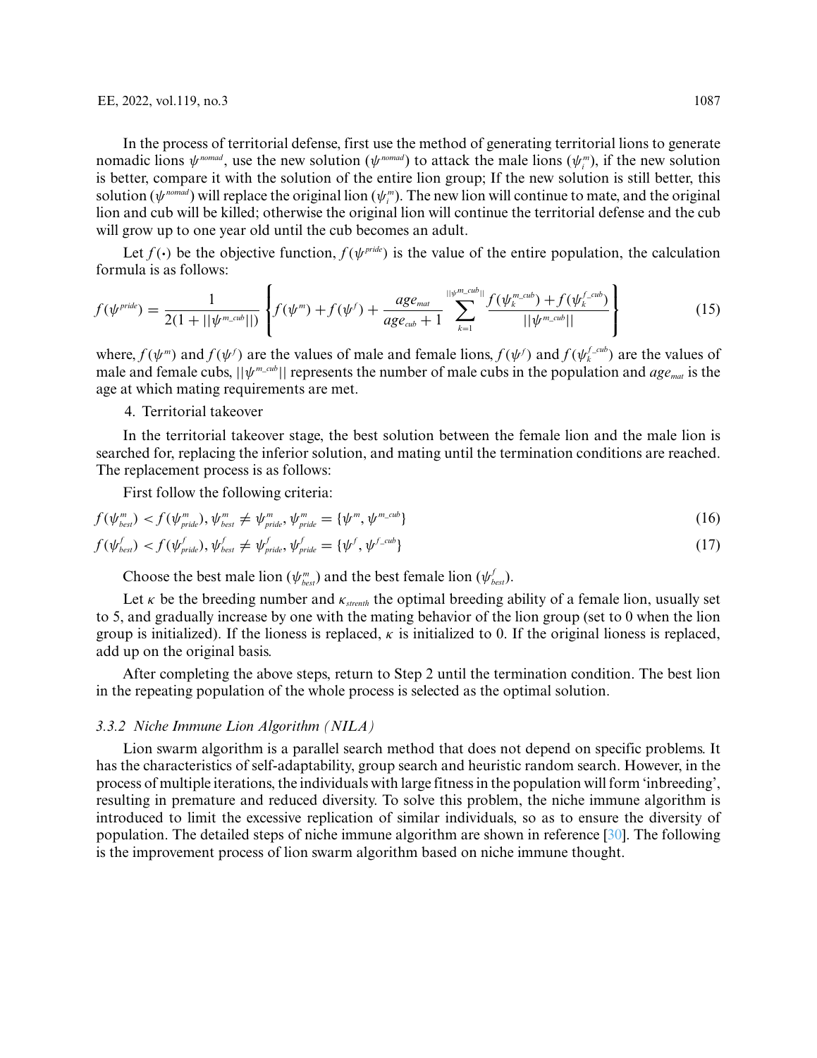In the process of territorial defense, first use the method of generating territorial lions to generate nomadic lions $\psi^{nomad}$, use the new solution ($\psi^{nomad}$) to attack the male lions ($\psi_i^m$), if the new solution is better, compare it with the solution of the entire lion group; If the new solution is still better, this solution ($\psi^{nomad}$) will replace the original lion ($\psi_i^m$). The new lion will continue to mate, and the original lion and cub will be killed; otherwise the original lion will continue the territorial defense and the cub will grow up to one year old until the cub becomes an adult.

Let $f(\cdot)$ be the objective function, $f(\psi^{pride})$ is the value of the entire population, the calculation formula is as follows:

$$f(\psi^{pride}) = \frac{1}{2(1 + ||\psi^{m\_cub}||)} \left\{ f(\psi^m) + f(\psi^f) + \frac{age_{mat}}{age_{cub} + 1} \sum_{k=1}^{||\psi^{m\_cub}||} \frac{f(\psi_k^{m\_cub}) + f(\psi_k^{f\_cub})}{||\psi^{m\_cub}||} \right\} \tag{15}$$

where, $f(\psi^m)$ and $f(\psi^f)$ are the values of male and female lions, $f(\psi^f)$ and $f(\psi_k^{f\_cub})$ are the values of male and female cubs, $||\psi^{m\_cub}||$ represents the number of male cubs in the population and $age_{mat}$ is the age at which mating requirements are met.

4. Territorial takeover

In the territorial takeover stage, the best solution between the female lion and the male lion is searched for, replacing the inferior solution, and mating until the termination conditions are reached. The replacement process is as follows:

First follow the following criteria:

$$f(\psi_{best}^m) < f(\psi_{pride}^m), \psi_{best}^m \neq \psi_{pride}^m, \psi_{pride}^m = \{\psi^m, \psi^{m\_cub}\} \tag{16}$$

$$f(\psi_{best}^f) < f(\psi_{pride}^f), \psi_{best}^f \neq \psi_{pride}^f, \psi_{pride}^f = \{\psi^f, \psi^{f\_cub}\} \tag{17}$$

Choose the best male lion ($\psi_{best}^m$) and the best female lion ($\psi_{best}^f$).

Let $\kappa$ be the breeding number and $\kappa_{strenth}$ the optimal breeding ability of a female lion, usually set to 5, and gradually increase by one with the mating behavior of the lion group (set to 0 when the lion group is initialized). If the lioness is replaced, $\kappa$ is initialized to 0. If the original lioness is replaced, add up on the original basis.

After completing the above steps, return to Step 2 until the termination condition. The best lion in the repeating population of the whole process is selected as the optimal solution.

### *3.3.2 Niche Immune Lion Algorithm (NILA)*

Lion swarm algorithm is a parallel search method that does not depend on specific problems. It has the characteristics of self-adaptability, group search and heuristic random search. However, in the process of multiple iterations, the individuals with large fitness in the population will form 'inbreeding', resulting in premature and reduced diversity. To solve this problem, the niche immune algorithm is introduced to limit the excessive replication of similar individuals, so as to ensure the diversity of population. The detailed steps of niche immune algorithm are shown in reference [30]. The following is the improvement process of lion swarm algorithm based on niche immune thought.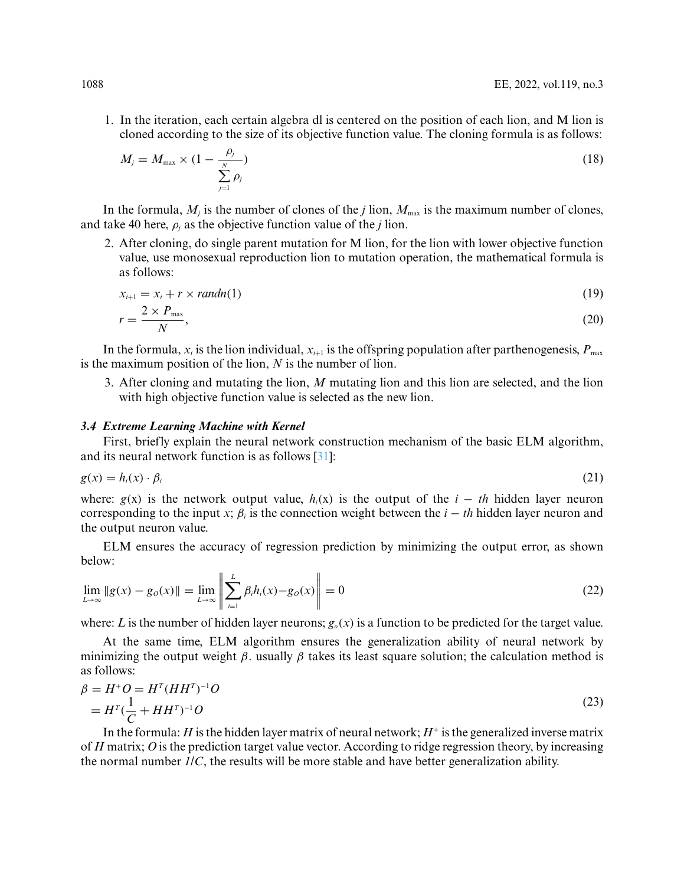1. In the iteration, each certain algebra dl is centered on the position of each lion, and M lion is cloned according to the size of its objective function value. The cloning formula is as follows:

$$M_j = M_{\max} \times (1 - \frac{\rho_j}{\sum_{j=1}^{N} \rho_j}) \tag{18}$$

In the formula, $M_j$ is the number of clones of the $j$ lion, $M_{\max}$ is the maximum number of clones, and take 40 here, $\rho_j$ as the objective function value of the $j$ lion.

2. After cloning, do single parent mutation for M lion, for the lion with lower objective function value, use monosexual reproduction lion to mutation operation, the mathematical formula is as follows:

$$x_{i+1} = x_i + r \times randn(1) \tag{19}$$

$$r = \frac{2 \times P_{\max}}{N}, \tag{20}$$

In the formula, $x_i$ is the lion individual, $x_{i+1}$ is the offspring population after parthenogenesis, $P_{\max}$ is the maximum position of the lion, $N$ is the number of lion.

3. After cloning and mutating the lion, $M$ mutating lion and this lion are selected, and the lion with high objective function value is selected as the new lion.

### *3.4 Extreme Learning Machine with Kernel*

First, briefly explain the neural network construction mechanism of the basic ELM algorithm, and its neural network function is as follows [31]:

$$g(x) = h_i(x) \cdot \beta_i \tag{21}$$

where: $g$(x) is the network output value, $h_i$(x) is the output of the $i - th$ hidden layer neuron corresponding to the input $x$; $\beta_i$ is the connection weight between the $i - th$ hidden layer neuron and the output neuron value.

ELM ensures the accuracy of regression prediction by minimizing the output error, as shown below:

$$\lim_{L \to \infty} \|g(x) - g_O(x)\| = \lim_{L \to \infty} \left\| \sum_{i=1}^{L} \beta_i h_i(x) - g_O(x) \right\| = 0 \tag{22}$$

where: $L$ is the number of hidden layer neurons; $g_o(x)$ is a function to be predicted for the target value.

At the same time, ELM algorithm ensures the generalization ability of neural network by minimizing the output weight $\beta$. usually $\beta$ takes its least square solution; the calculation method is as follows:

$$\begin{aligned} \beta &= H^{+}O = H^{T}(HH^{T})^{-1}O \\ &= H^{T}(\frac{1}{C} + HH^{T})^{-1}O \end{aligned} \tag{23}$$

In the formula: $H$ is the hidden layer matrix of neural network; $H^{+}$ is the generalized inverse matrix of $H$ matrix; $O$ is the prediction target value vector. According to ridge regression theory, by increasing the normal number *1*/*C*, the results will be more stable and have better generalization ability.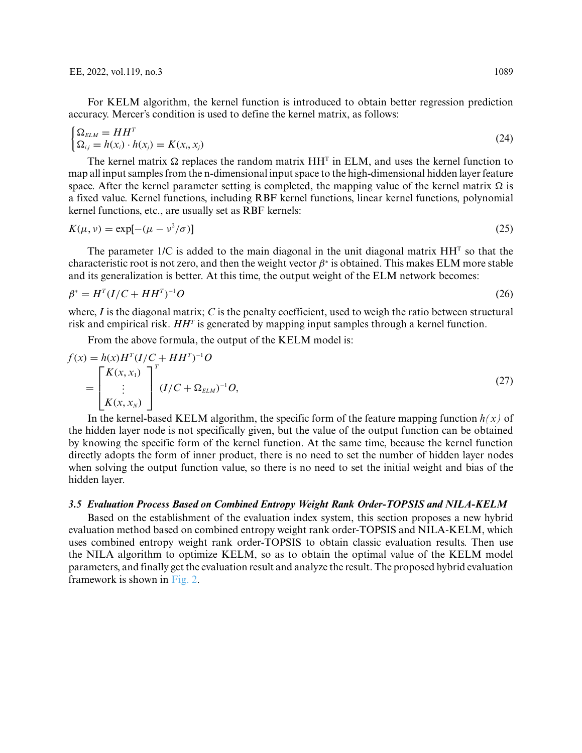For KELM algorithm, the kernel function is introduced to obtain better regression prediction accuracy. Mercer's condition is used to define the kernel matrix, as follows:

$$\begin{cases} \Omega_{ELM} = HH^T \\ \Omega_{i,j} = h(x_i) \cdot h(x_j) = K(x_i, x_j) \end{cases} \tag{24}$$

The kernel matrix $\Omega$ replaces the random matrix $HH^T$ in ELM, and uses the kernel function to map all input samples from the n-dimensional input space to the high-dimensional hidden layer feature space. After the kernel parameter setting is completed, the mapping value of the kernel matrix $\Omega$ is a fixed value. Kernel functions, including RBF kernel functions, linear kernel functions, polynomial kernel functions, etc., are usually set as RBF kernels:

$$K(\mu, \nu) = \exp[-(\mu - \nu^2/\sigma)] \tag{25}$$

The parameter 1/C is added to the main diagonal in the unit diagonal matrix $HH^T$ so that the characteristic root is not zero, and then the weight vector $\beta^*$ is obtained. This makes ELM more stable and its generalization is better. At this time, the output weight of the ELM network becomes:

$$\beta^* = H^T(I/C + HH^T)^{-1}O \tag{26}$$

where, $I$ is the diagonal matrix; $C$ is the penalty coefficient, used to weigh the ratio between structural risk and empirical risk. $HH^T$ is generated by mapping input samples through a kernel function.

From the above formula, the output of the KELM model is:

$$\begin{aligned} f(x) &= h(x)H^T(I/C + HH^T)^{-1}O \\ &= \begin{bmatrix} K(x, x_1) \\ \vdots \\ K(x, x_N) \end{bmatrix}^T (I/C + \Omega_{ELM})^{-1}O, \end{aligned} \tag{27}$$

In the kernel-based KELM algorithm, the specific form of the feature mapping function $h(x)$ of the hidden layer node is not specifically given, but the value of the output function can be obtained by knowing the specific form of the kernel function. At the same time, because the kernel function directly adopts the form of inner product, there is no need to set the number of hidden layer nodes when solving the output function value, so there is no need to set the initial weight and bias of the hidden layer.

### *3.5 Evaluation Process Based on Combined Entropy Weight Rank Order-TOPSIS and NILA-KELM*

Based on the establishment of the evaluation index system, this section proposes a new hybrid evaluation method based on combined entropy weight rank order-TOPSIS and NILA-KELM, which uses combined entropy weight rank order-TOPSIS to obtain classic evaluation results. Then use the NILA algorithm to optimize KELM, so as to obtain the optimal value of the KELM model parameters, and finally get the evaluation result and analyze the result. The proposed hybrid evaluation framework is shown in Fig. 2.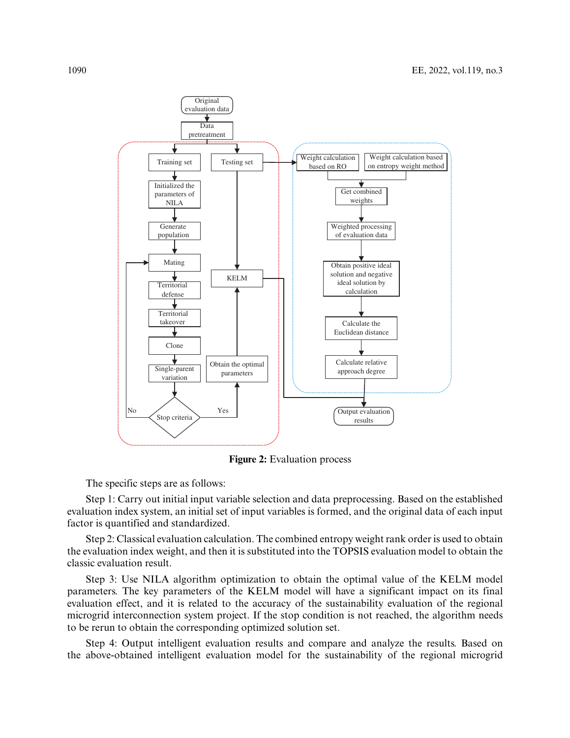**Figure 2:** Evaluation process

The specific steps are as follows:

Step 1: Carry out initial input variable selection and data preprocessing. Based on the established evaluation index system, an initial set of input variables is formed, and the original data of each input factor is quantified and standardized.

Step 2: Classical evaluation calculation. The combined entropy weight rank order is used to obtain the evaluation index weight, and then it is substituted into the TOPSIS evaluation model to obtain the classic evaluation result.

Step 3: Use NILA algorithm optimization to obtain the optimal value of the KELM model parameters. The key parameters of the KELM model will have a significant impact on its final evaluation effect, and it is related to the accuracy of the sustainability evaluation of the regional microgrid interconnection system project. If the stop condition is not reached, the algorithm needs to be rerun to obtain the corresponding optimized solution set.

Step 4: Output intelligent evaluation results and compare and analyze the results. Based on the above-obtained intelligent evaluation model for the sustainability of the regional microgrid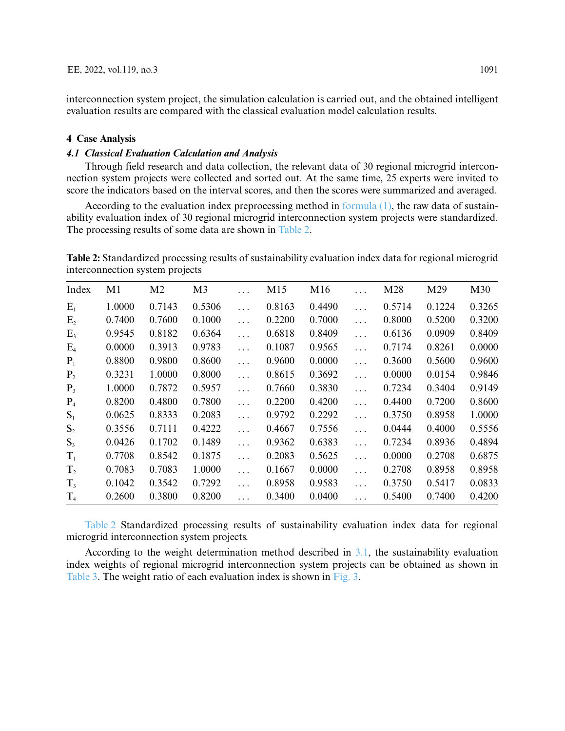interconnection system project, the simulation calculation is carried out, and the obtained intelligent evaluation results are compared with the classical evaluation model calculation results.

## 4 Case Analysis

### *4.1 Classical Evaluation Calculation and Analysis*

Through field research and data collection, the relevant data of 30 regional microgrid interconnection system projects were collected and sorted out. At the same time, 25 experts were invited to score the indicators based on the interval scores, and then the scores were summarized and averaged.

According to the evaluation index preprocessing method in formula (1), the raw data of sustainability evaluation index of 30 regional microgrid interconnection system projects were standardized. The processing results of some data are shown in Table 2.

**Table 2:** Standardized processing results of sustainability evaluation index data for regional microgrid interconnection system projects

| Index | M1 | M2 | M3 | … | M15 | M16 | … | M28 | M29 | M30 |
|---|---|---|---|---|---|---|---|---|---|---|
| $E_1$ | 1.0000 | 0.7143 | 0.5306 | … | 0.8163 | 0.4490 | … | 0.5714 | 0.1224 | 0.3265 |
| $E_2$ | 0.7400 | 0.7600 | 0.1000 | … | 0.2200 | 0.7000 | … | 0.8000 | 0.5200 | 0.3200 |
| $E_3$ | 0.9545 | 0.8182 | 0.6364 | … | 0.6818 | 0.8409 | … | 0.6136 | 0.0909 | 0.8409 |
| $E_4$ | 0.0000 | 0.3913 | 0.9783 | … | 0.1087 | 0.9565 | … | 0.7174 | 0.8261 | 0.0000 |
| $P_1$ | 0.8800 | 0.9800 | 0.8600 | … | 0.9600 | 0.0000 | … | 0.3600 | 0.5600 | 0.9600 |
| $P_2$ | 0.3231 | 1.0000 | 0.8000 | … | 0.8615 | 0.3692 | … | 0.0000 | 0.0154 | 0.9846 |
| $P_3$ | 1.0000 | 0.7872 | 0.5957 | … | 0.7660 | 0.3830 | … | 0.7234 | 0.3404 | 0.9149 |
| $P_4$ | 0.8200 | 0.4800 | 0.7800 | … | 0.2200 | 0.4200 | … | 0.4400 | 0.7200 | 0.8600 |
| $S_1$ | 0.0625 | 0.8333 | 0.2083 | … | 0.9792 | 0.2292 | … | 0.3750 | 0.8958 | 1.0000 |
| $S_2$ | 0.3556 | 0.7111 | 0.4222 | … | 0.4667 | 0.7556 | … | 0.0444 | 0.4000 | 0.5556 |
| $S_3$ | 0.0426 | 0.1702 | 0.1489 | … | 0.9362 | 0.6383 | … | 0.7234 | 0.8936 | 0.4894 |
| $T_1$ | 0.7708 | 0.8542 | 0.1875 | … | 0.2083 | 0.5625 | … | 0.0000 | 0.2708 | 0.6875 |
| $T_2$ | 0.7083 | 0.7083 | 1.0000 | … | 0.1667 | 0.0000 | … | 0.2708 | 0.8958 | 0.8958 |
| $T_3$ | 0.1042 | 0.3542 | 0.7292 | … | 0.8958 | 0.9583 | … | 0.3750 | 0.5417 | 0.0833 |
| $T_4$ | 0.2600 | 0.3800 | 0.8200 | … | 0.3400 | 0.0400 | … | 0.5400 | 0.7400 | 0.4200 |

Table 2 Standardized processing results of sustainability evaluation index data for regional microgrid interconnection system projects.

According to the weight determination method described in 3.1, the sustainability evaluation index weights of regional microgrid interconnection system projects can be obtained as shown in Table 3. The weight ratio of each evaluation index is shown in Fig. 3.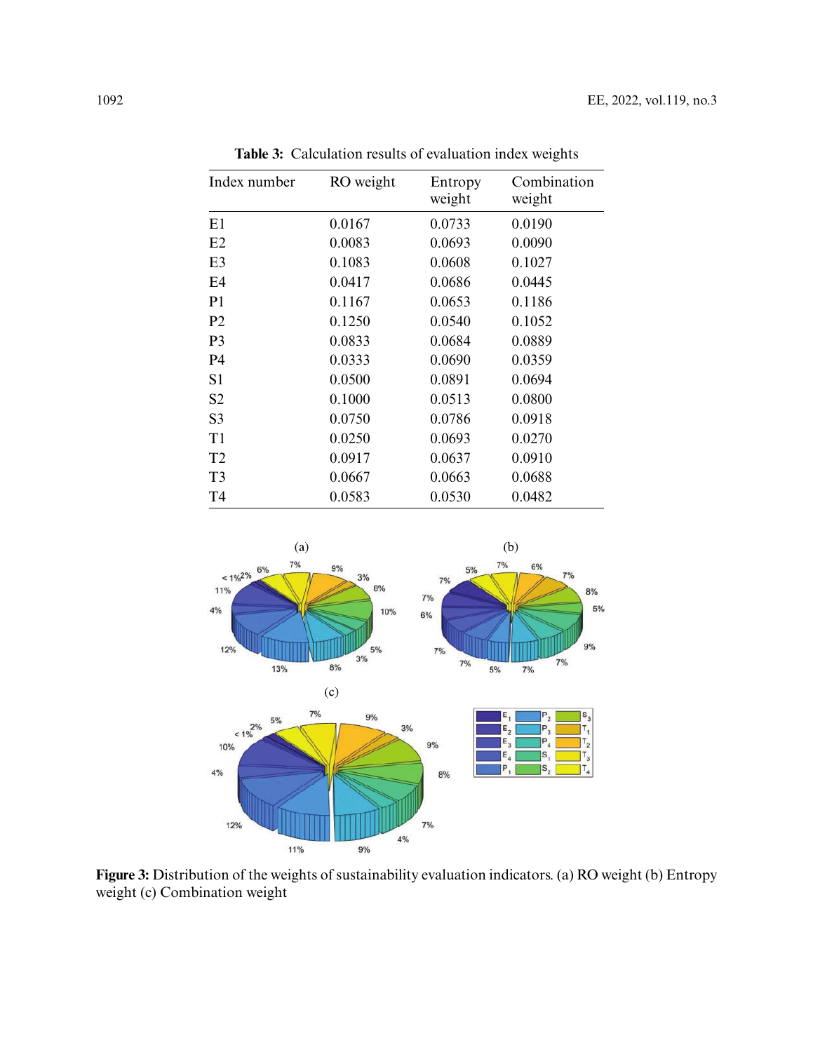**Table 3:** Calculation results of evaluation index weights

| Index number | RO weight | Entropy weight | Combination weight |
|---|---|---|---|
| E1 | 0.0167 | 0.0733 | 0.0190 |
| E2 | 0.0083 | 0.0693 | 0.0090 |
| E3 | 0.1083 | 0.0608 | 0.1027 |
| E4 | 0.0417 | 0.0686 | 0.0445 |
| P1 | 0.1167 | 0.0653 | 0.1186 |
| P2 | 0.1250 | 0.0540 | 0.1052 |
| P3 | 0.0833 | 0.0684 | 0.0889 |
| P4 | 0.0333 | 0.0690 | 0.0359 |
| S1 | 0.0500 | 0.0891 | 0.0694 |
| S2 | 0.1000 | 0.0513 | 0.0800 |
| S3 | 0.0750 | 0.0786 | 0.0918 |
| T1 | 0.0250 | 0.0693 | 0.0270 |
| T2 | 0.0917 | 0.0637 | 0.0910 |
| T3 | 0.0667 | 0.0663 | 0.0688 |
| T4 | 0.0583 | 0.0530 | 0.0482 |

**Figure 3:** Distribution of the weights of sustainability evaluation indicators. (a) RO weight (b) Entropy weight (c) Combination weight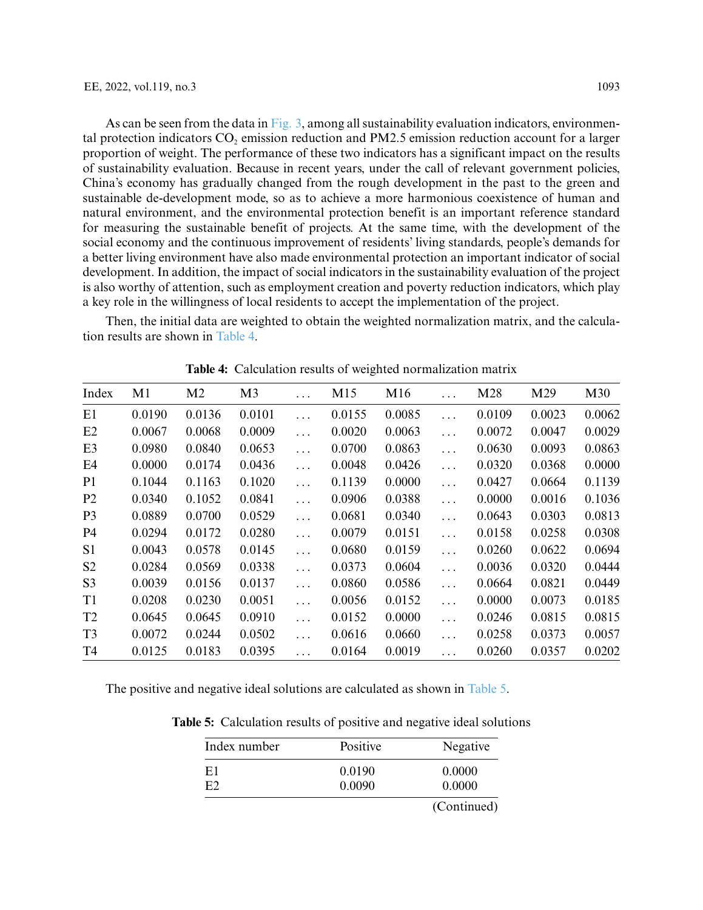As can be seen from the data in Fig. 3, among all sustainability evaluation indicators, environmental protection indicators $CO_2$ emission reduction and PM2.5 emission reduction account for a larger proportion of weight. The performance of these two indicators has a significant impact on the results of sustainability evaluation. Because in recent years, under the call of relevant government policies, China's economy has gradually changed from the rough development in the past to the green and sustainable de-development mode, so as to achieve a more harmonious coexistence of human and natural environment, and the environmental protection benefit is an important reference standard for measuring the sustainable benefit of projects. At the same time, with the development of the social economy and the continuous improvement of residents' living standards, people's demands for a better living environment have also made environmental protection an important indicator of social development. In addition, the impact of social indicators in the sustainability evaluation of the project is also worthy of attention, such as employment creation and poverty reduction indicators, which play a key role in the willingness of local residents to accept the implementation of the project.

Then, the initial data are weighted to obtain the weighted normalization matrix, and the calculation results are shown in Table 4.

**Table 4:** Calculation results of weighted normalization matrix

| Index | M1 | M2 | M3 | … | M15 | M16 | … | M28 | M29 | M30 |
|---|---|---|---|---|---|---|---|---|---|---|
| E1 | 0.0190 | 0.0136 | 0.0101 | … | 0.0155 | 0.0085 | … | 0.0109 | 0.0023 | 0.0062 |
| E2 | 0.0067 | 0.0068 | 0.0009 | … | 0.0020 | 0.0063 | … | 0.0072 | 0.0047 | 0.0029 |
| E3 | 0.0980 | 0.0840 | 0.0653 | … | 0.0700 | 0.0863 | … | 0.0630 | 0.0093 | 0.0863 |
| E4 | 0.0000 | 0.0174 | 0.0436 | … | 0.0048 | 0.0426 | … | 0.0320 | 0.0368 | 0.0000 |
| P1 | 0.1044 | 0.1163 | 0.1020 | … | 0.1139 | 0.0000 | … | 0.0427 | 0.0664 | 0.1139 |
| P2 | 0.0340 | 0.1052 | 0.0841 | … | 0.0906 | 0.0388 | … | 0.0000 | 0.0016 | 0.1036 |
| P3 | 0.0889 | 0.0700 | 0.0529 | … | 0.0681 | 0.0340 | … | 0.0643 | 0.0303 | 0.0813 |
| P4 | 0.0294 | 0.0172 | 0.0280 | … | 0.0079 | 0.0151 | … | 0.0158 | 0.0258 | 0.0308 |
| S1 | 0.0043 | 0.0578 | 0.0145 | … | 0.0680 | 0.0159 | … | 0.0260 | 0.0622 | 0.0694 |
| S2 | 0.0284 | 0.0569 | 0.0338 | … | 0.0373 | 0.0604 | … | 0.0036 | 0.0320 | 0.0444 |
| S3 | 0.0039 | 0.0156 | 0.0137 | … | 0.0860 | 0.0586 | … | 0.0664 | 0.0821 | 0.0449 |
| T1 | 0.0208 | 0.0230 | 0.0051 | … | 0.0056 | 0.0152 | … | 0.0000 | 0.0073 | 0.0185 |
| T2 | 0.0645 | 0.0645 | 0.0910 | … | 0.0152 | 0.0000 | … | 0.0246 | 0.0815 | 0.0815 |
| T3 | 0.0072 | 0.0244 | 0.0502 | … | 0.0616 | 0.0660 | … | 0.0258 | 0.0373 | 0.0057 |
| T4 | 0.0125 | 0.0183 | 0.0395 | … | 0.0164 | 0.0019 | … | 0.0260 | 0.0357 | 0.0202 |

The positive and negative ideal solutions are calculated as shown in Table 5.

**Table 5:** Calculation results of positive and negative ideal solutions

| Index number | Positive | Negative |
|---|---|---|
| E1 | 0.0190 | 0.0000 |
| E2 | 0.0090 | 0.0000 |

(Continued)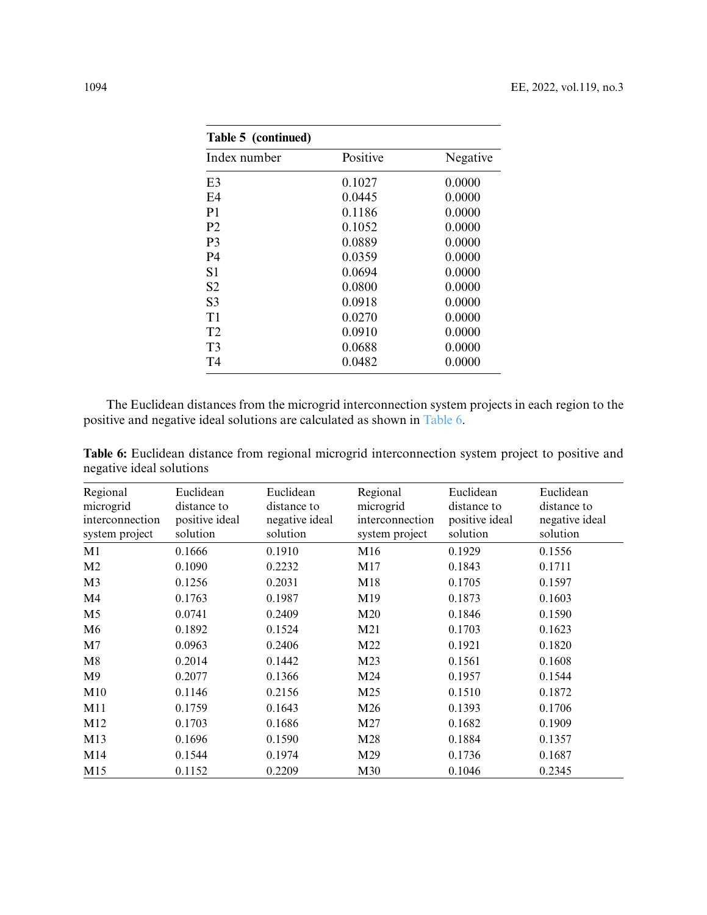**Table 5 (continued)**

| Index number | Positive | Negative |
|---|---|---|
| E3 | 0.1027 | 0.0000 |
| E4 | 0.0445 | 0.0000 |
| P1 | 0.1186 | 0.0000 |
| P2 | 0.1052 | 0.0000 |
| P3 | 0.0889 | 0.0000 |
| P4 | 0.0359 | 0.0000 |
| S1 | 0.0694 | 0.0000 |
| S2 | 0.0800 | 0.0000 |
| S3 | 0.0918 | 0.0000 |
| T1 | 0.0270 | 0.0000 |
| T2 | 0.0910 | 0.0000 |
| T3 | 0.0688 | 0.0000 |
| T4 | 0.0482 | 0.0000 |

The Euclidean distances from the microgrid interconnection system projects in each region to the positive and negative ideal solutions are calculated as shown in Table 6.

**Table 6:** Euclidean distance from regional microgrid interconnection system project to positive and negative ideal solutions

| Regional microgrid interconnection system project | Euclidean distance to positive ideal solution | Euclidean distance to negative ideal solution | Regional microgrid interconnection system project | Euclidean distance to positive ideal solution | Euclidean distance to negative ideal solution |
|---|---|---|---|---|---|
| M1 | 0.1666 | 0.1910 | M16 | 0.1929 | 0.1556 |
| M2 | 0.1090 | 0.2232 | M17 | 0.1843 | 0.1711 |
| M3 | 0.1256 | 0.2031 | M18 | 0.1705 | 0.1597 |
| M4 | 0.1763 | 0.1987 | M19 | 0.1873 | 0.1603 |
| M5 | 0.0741 | 0.2409 | M20 | 0.1846 | 0.1590 |
| M6 | 0.1892 | 0.1524 | M21 | 0.1703 | 0.1623 |
| M7 | 0.0963 | 0.2406 | M22 | 0.1921 | 0.1820 |
| M8 | 0.2014 | 0.1442 | M23 | 0.1561 | 0.1608 |
| M9 | 0.2077 | 0.1366 | M24 | 0.1957 | 0.1544 |
| M10 | 0.1146 | 0.2156 | M25 | 0.1510 | 0.1872 |
| M11 | 0.1759 | 0.1643 | M26 | 0.1393 | 0.1706 |
| M12 | 0.1703 | 0.1686 | M27 | 0.1682 | 0.1909 |
| M13 | 0.1696 | 0.1590 | M28 | 0.1884 | 0.1357 |
| M14 | 0.1544 | 0.1974 | M29 | 0.1736 | 0.1687 |
| M15 | 0.1152 | 0.2209 | M30 | 0.1046 | 0.2345 |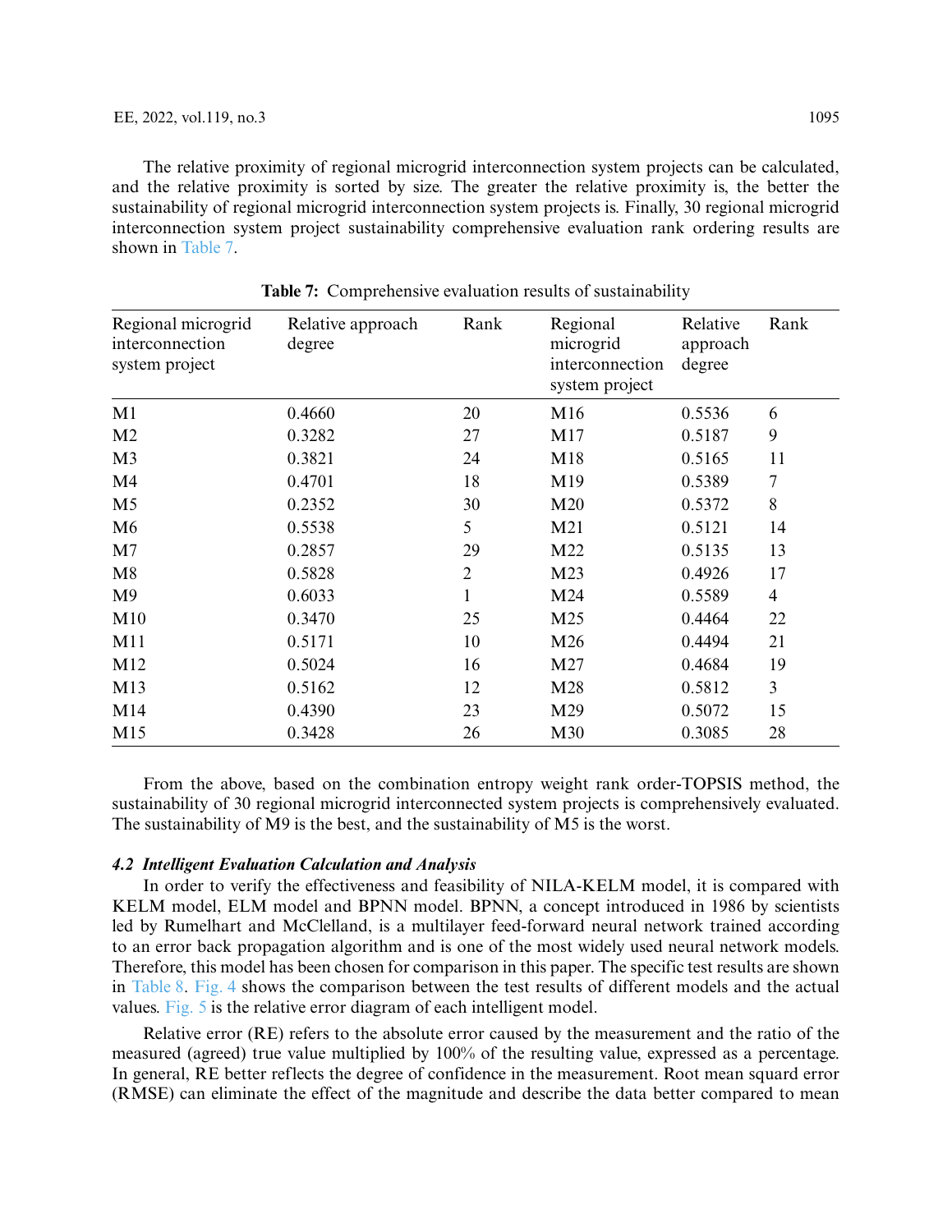The relative proximity of regional microgrid interconnection system projects can be calculated, and the relative proximity is sorted by size. The greater the relative proximity is, the better the sustainability of regional microgrid interconnection system projects is. Finally, 30 regional microgrid interconnection system project sustainability comprehensive evaluation rank ordering results are shown in Table 7.

**Table 7:** Comprehensive evaluation results of sustainability

| Regional microgrid interconnection system project | Relative approach degree | Rank | Regional microgrid interconnection system project | Relative approach degree | Rank |
|---|---|---|---|---|---|
| M1 | 0.4660 | 20 | M16 | 0.5536 | 6 |
| M2 | 0.3282 | 27 | M17 | 0.5187 | 9 |
| M3 | 0.3821 | 24 | M18 | 0.5165 | 11 |
| M4 | 0.4701 | 18 | M19 | 0.5389 | 7 |
| M5 | 0.2352 | 30 | M20 | 0.5372 | 8 |
| M6 | 0.5538 | 5 | M21 | 0.5121 | 14 |
| M7 | 0.2857 | 29 | M22 | 0.5135 | 13 |
| M8 | 0.5828 | 2 | M23 | 0.4926 | 17 |
| M9 | 0.6033 | 1 | M24 | 0.5589 | 4 |
| M10 | 0.3470 | 25 | M25 | 0.4464 | 22 |
| M11 | 0.5171 | 10 | M26 | 0.4494 | 21 |
| M12 | 0.5024 | 16 | M27 | 0.4684 | 19 |
| M13 | 0.5162 | 12 | M28 | 0.5812 | 3 |
| M14 | 0.4390 | 23 | M29 | 0.5072 | 15 |
| M15 | 0.3428 | 26 | M30 | 0.3085 | 28 |

From the above, based on the combination entropy weight rank order-TOPSIS method, the sustainability of 30 regional microgrid interconnected system projects is comprehensively evaluated. The sustainability of M9 is the best, and the sustainability of M5 is the worst.

### *4.2 Intelligent Evaluation Calculation and Analysis*

In order to verify the effectiveness and feasibility of NILA-KELM model, it is compared with KELM model, ELM model and BPNN model. BPNN, a concept introduced in 1986 by scientists led by Rumelhart and McClelland, is a multilayer feed-forward neural network trained according to an error back propagation algorithm and is one of the most widely used neural network models. Therefore, this model has been chosen for comparison in this paper. The specific test results are shown in Table 8. Fig. 4 shows the comparison between the test results of different models and the actual values. Fig. 5 is the relative error diagram of each intelligent model.

Relative error (RE) refers to the absolute error caused by the measurement and the ratio of the measured (agreed) true value multiplied by 100% of the resulting value, expressed as a percentage. In general, RE better reflects the degree of confidence in the measurement. Root mean squared error (RMSE) can eliminate the effect of the magnitude and describe the data better compared to mean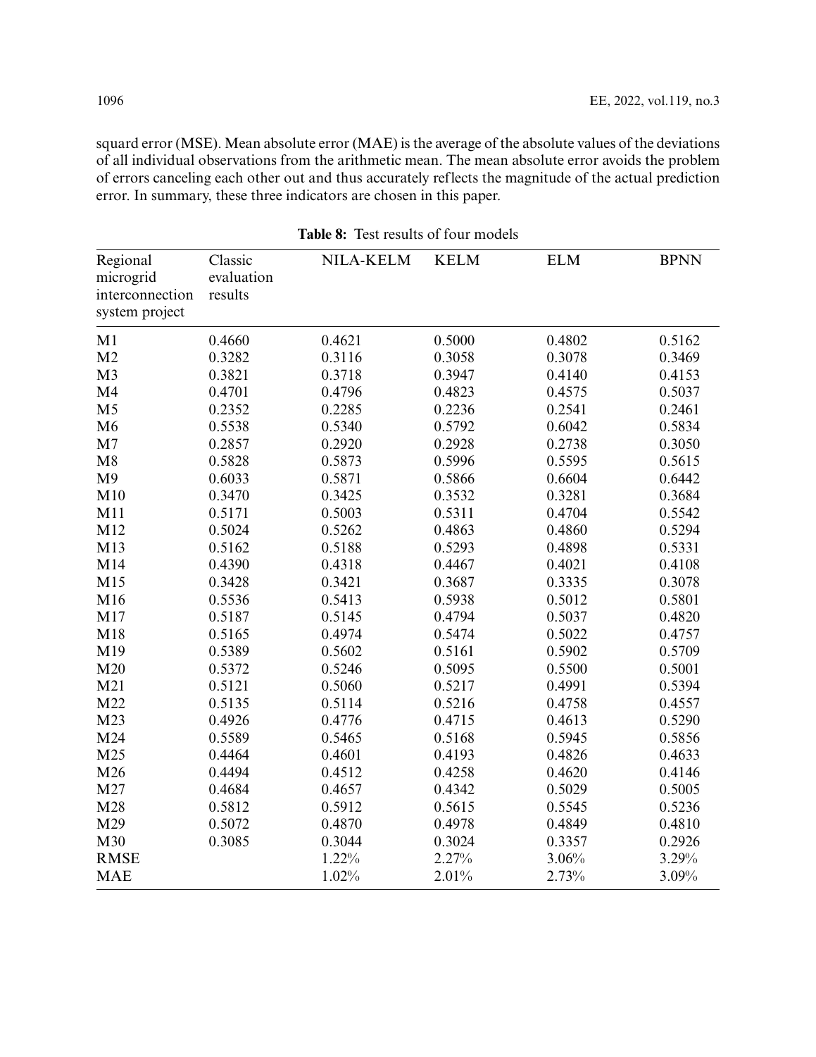squard error (MSE). Mean absolute error (MAE) is the average of the absolute values of the deviations of all individual observations from the arithmetic mean. The mean absolute error avoids the problem of errors canceling each other out and thus accurately reflects the magnitude of the actual prediction error. In summary, these three indicators are chosen in this paper.

**Table 8:** Test results of four models

| Regional microgrid interconnection system project | Classic evaluation results | NILA-KELM | KELM | ELM | BPNN |
|---|---|---|---|---|---|
| M1 | 0.4660 | 0.4621 | 0.5000 | 0.4802 | 0.5162 |
| M2 | 0.3282 | 0.3116 | 0.3058 | 0.3078 | 0.3469 |
| M3 | 0.3821 | 0.3718 | 0.3947 | 0.4140 | 0.4153 |
| M4 | 0.4701 | 0.4796 | 0.4823 | 0.4575 | 0.5037 |
| M5 | 0.2352 | 0.2285 | 0.2236 | 0.2541 | 0.2461 |
| M6 | 0.5538 | 0.5340 | 0.5792 | 0.6042 | 0.5834 |
| M7 | 0.2857 | 0.2920 | 0.2928 | 0.2738 | 0.3050 |
| M8 | 0.5828 | 0.5873 | 0.5996 | 0.5595 | 0.5615 |
| M9 | 0.6033 | 0.5871 | 0.5866 | 0.6604 | 0.6442 |
| M10 | 0.3470 | 0.3425 | 0.3532 | 0.3281 | 0.3684 |
| M11 | 0.5171 | 0.5003 | 0.5311 | 0.4704 | 0.5542 |
| M12 | 0.5024 | 0.5262 | 0.4863 | 0.4860 | 0.5294 |
| M13 | 0.5162 | 0.5188 | 0.5293 | 0.4898 | 0.5331 |
| M14 | 0.4390 | 0.4318 | 0.4467 | 0.4021 | 0.4108 |
| M15 | 0.3428 | 0.3421 | 0.3687 | 0.3335 | 0.3078 |
| M16 | 0.5536 | 0.5413 | 0.5938 | 0.5012 | 0.5801 |
| M17 | 0.5187 | 0.5145 | 0.4794 | 0.5037 | 0.4820 |
| M18 | 0.5165 | 0.4974 | 0.5474 | 0.5022 | 0.4757 |
| M19 | 0.5389 | 0.5602 | 0.5161 | 0.5902 | 0.5709 |
| M20 | 0.5372 | 0.5246 | 0.5095 | 0.5500 | 0.5001 |
| M21 | 0.5121 | 0.5060 | 0.5217 | 0.4991 | 0.5394 |
| M22 | 0.5135 | 0.5114 | 0.5216 | 0.4758 | 0.4557 |
| M23 | 0.4926 | 0.4776 | 0.4715 | 0.4613 | 0.5290 |
| M24 | 0.5589 | 0.5465 | 0.5168 | 0.5945 | 0.5856 |
| M25 | 0.4464 | 0.4601 | 0.4193 | 0.4826 | 0.4633 |
| M26 | 0.4494 | 0.4512 | 0.4258 | 0.4620 | 0.4146 |
| M27 | 0.4684 | 0.4657 | 0.4342 | 0.5029 | 0.5005 |
| M28 | 0.5812 | 0.5912 | 0.5615 | 0.5545 | 0.5236 |
| M29 | 0.5072 | 0.4870 | 0.4978 | 0.4849 | 0.4810 |
| M30 | 0.3085 | 0.3044 | 0.3024 | 0.3357 | 0.2926 |
| RMSE | | 1.22% | 2.27% | 3.06% | 3.29% |
| MAE | | 1.02% | 2.01% | 2.73% | 3.09% |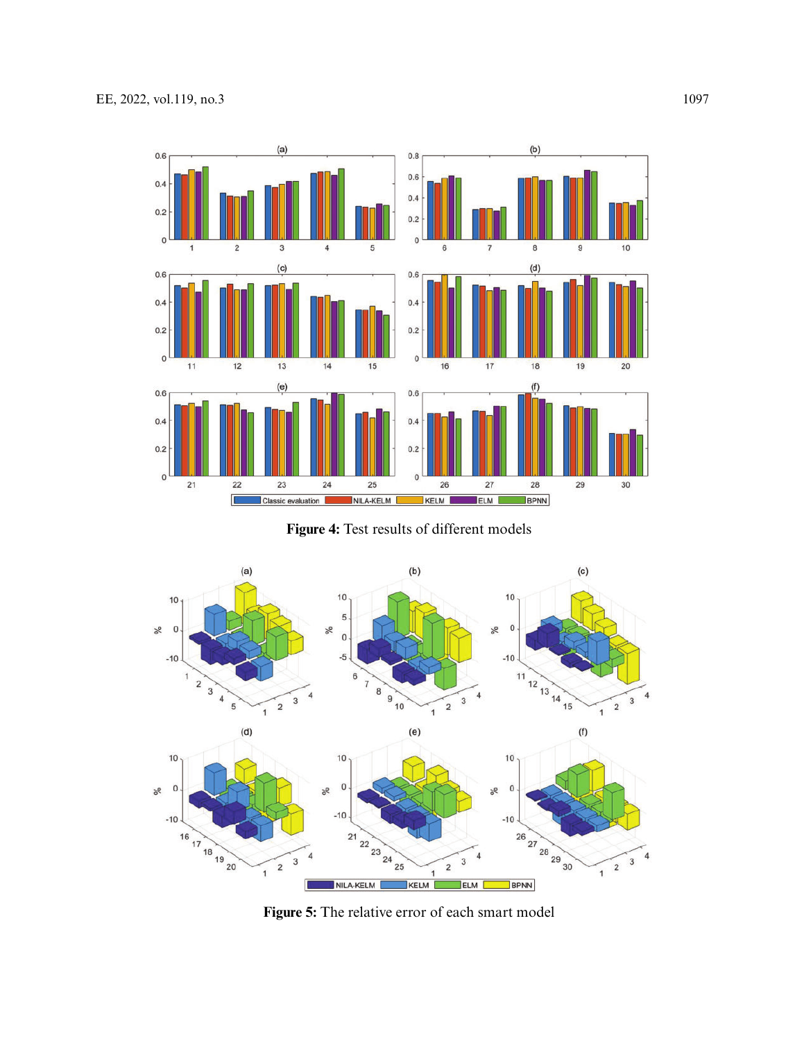**Figure 4:** Test results of different models

**Figure 5:** The relative error of each smart model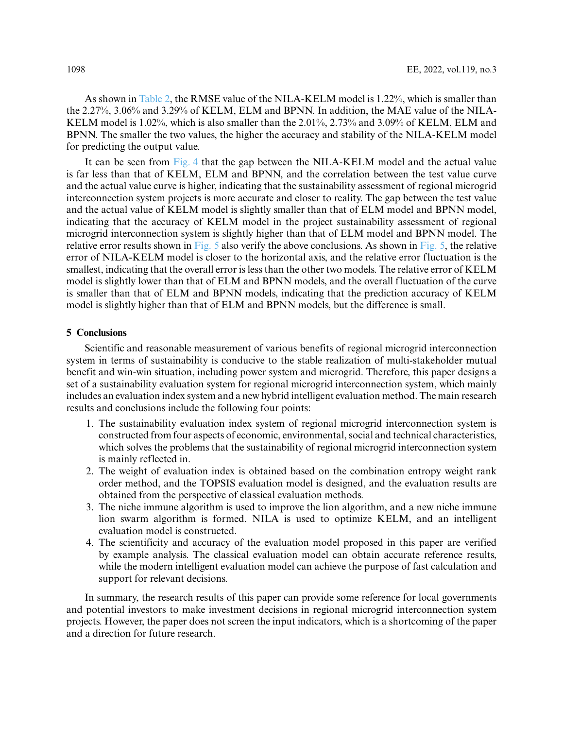As shown in Table 2, the RMSE value of the NILA-KELM model is 1.22%, which is smaller than the 2.27%, 3.06% and 3.29% of KELM, ELM and BPNN. In addition, the MAE value of the NILA-KELM model is 1.02%, which is also smaller than the 2.01%, 2.73% and 3.09% of KELM, ELM and BPNN. The smaller the two values, the higher the accuracy and stability of the NILA-KELM model for predicting the output value.

It can be seen from Fig. 4 that the gap between the NILA-KELM model and the actual value is far less than that of KELM, ELM and BPNN, and the correlation between the test value curve and the actual value curve is higher, indicating that the sustainability assessment of regional microgrid interconnection system projects is more accurate and closer to reality. The gap between the test value and the actual value of KELM model is slightly smaller than that of ELM model and BPNN model, indicating that the accuracy of KELM model in the project sustainability assessment of regional microgrid interconnection system is slightly higher than that of ELM model and BPNN model. The relative error results shown in Fig. 5 also verify the above conclusions. As shown in Fig. 5, the relative error of NILA-KELM model is closer to the horizontal axis, and the relative error fluctuation is the smallest, indicating that the overall error is less than the other two models. The relative error of KELM model is slightly lower than that of ELM and BPNN models, and the overall fluctuation of the curve is smaller than that of ELM and BPNN models, indicating that the prediction accuracy of KELM model is slightly higher than that of ELM and BPNN models, but the difference is small.

## 5 Conclusions

Scientific and reasonable measurement of various benefits of regional microgrid interconnection system in terms of sustainability is conducive to the stable realization of multi-stakeholder mutual benefit and win-win situation, including power system and microgrid. Therefore, this paper designs a set of a sustainability evaluation system for regional microgrid interconnection system, which mainly includes an evaluation index system and a new hybrid intelligent evaluation method. The main research results and conclusions include the following four points:

1. The sustainability evaluation index system of regional microgrid interconnection system is constructed from four aspects of economic, environmental, social and technical characteristics, which solves the problems that the sustainability of regional microgrid interconnection system is mainly reflected in.
2. The weight of evaluation index is obtained based on the combination entropy weight rank order method, and the TOPSIS evaluation model is designed, and the evaluation results are obtained from the perspective of classical evaluation methods.
3. The niche immune algorithm is used to improve the lion algorithm, and a new niche immune lion swarm algorithm is formed. NILA is used to optimize KELM, and an intelligent evaluation model is constructed.
4. The scientificity and accuracy of the evaluation model proposed in this paper are verified by example analysis. The classical evaluation model can obtain accurate reference results, while the modern intelligent evaluation model can achieve the purpose of fast calculation and support for relevant decisions.

In summary, the research results of this paper can provide some reference for local governments and potential investors to make investment decisions in regional microgrid interconnection system projects. However, the paper does not screen the input indicators, which is a shortcoming of the paper and a direction for future research.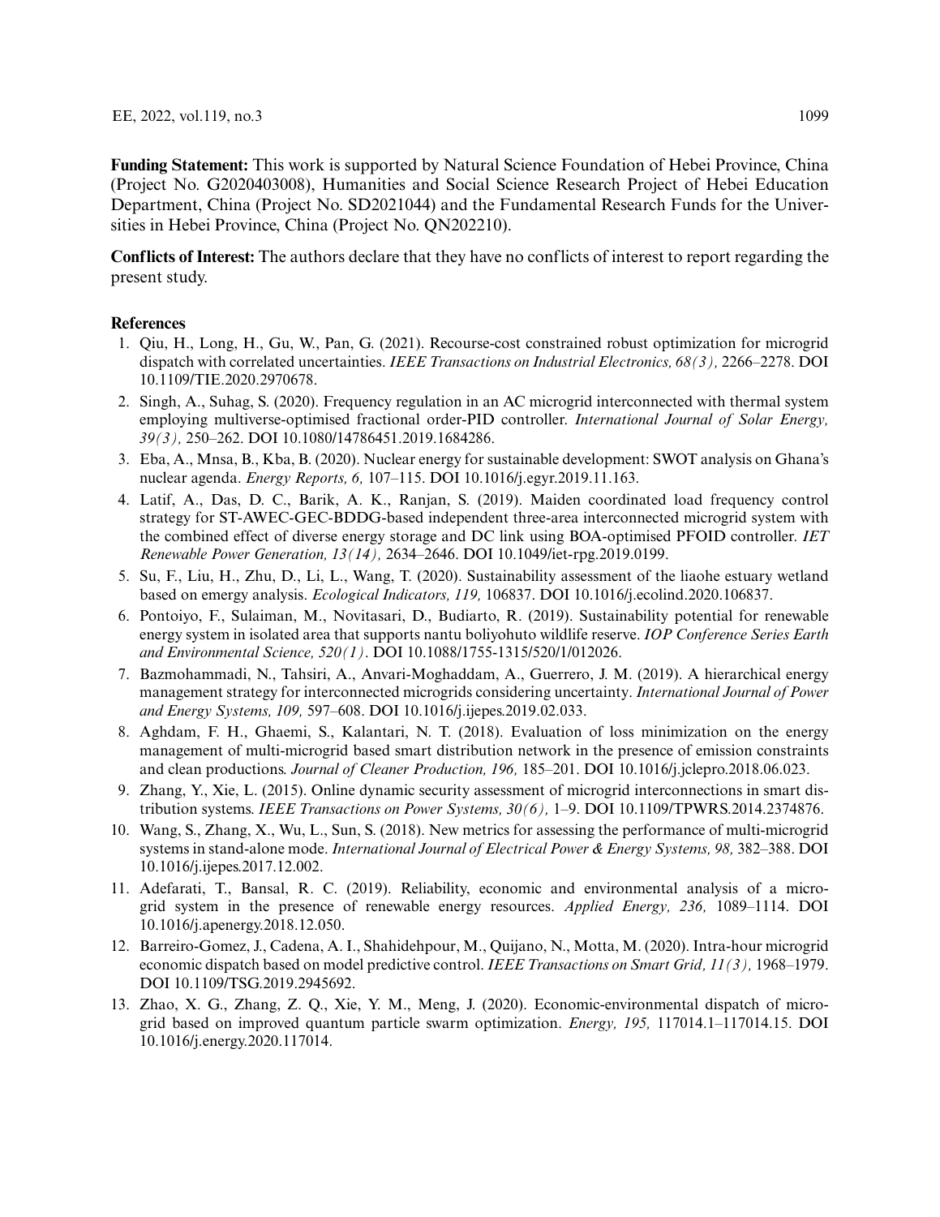**Funding Statement:** This work is supported by Natural Science Foundation of Hebei Province, China (Project No. G2020403008), Humanities and Social Science Research Project of Hebei Education Department, China (Project No. SD2021044) and the Fundamental Research Funds for the Universities in Hebei Province, China (Project No. QN202210).

**Conflicts of Interest:** The authors declare that they have no conflicts of interest to report regarding the present study.

## References

1. Qiu, H., Long, H., Gu, W., Pan, G. (2021). Recourse-cost constrained robust optimization for microgrid dispatch with correlated uncertainties. *IEEE Transactions on Industrial Electronics, 68(3),* 2266–2278. DOI 10.1109/TIE.2020.2970678.
2. Singh, A., Suhag, S. (2020). Frequency regulation in an AC microgrid interconnected with thermal system employing multiverse-optimised fractional order-PID controller. *International Journal of Solar Energy, 39(3),* 250–262. DOI 10.1080/14786451.2019.1684286.
3. Eba, A., Mnsa, B., Kba, B. (2020). Nuclear energy for sustainable development: SWOT analysis on Ghana's nuclear agenda. *Energy Reports, 6,* 107–115. DOI 10.1016/j.egyr.2019.11.163.
4. Latif, A., Das, D. C., Barik, A. K., Ranjan, S. (2019). Maiden coordinated load frequency control strategy for ST-AWEC-GEC-BDDG-based independent three-area interconnected microgrid system with the combined effect of diverse energy storage and DC link using BOA-optimised PFOID controller. *IET Renewable Power Generation, 13(14),* 2634–2646. DOI 10.1049/iet-rpg.2019.0199.
5. Su, F., Liu, H., Zhu, D., Li, L., Wang, T. (2020). Sustainability assessment of the liaohe estuary wetland based on emergy analysis. *Ecological Indicators, 119,* 106837. DOI 10.1016/j.ecolind.2020.106837.
6. Pontoiyo, F., Sulaiman, M., Novitasari, D., Budiarto, R. (2019). Sustainability potential for renewable energy system in isolated area that supports nantu boliyohuto wildlife reserve. *IOP Conference Series Earth and Environmental Science, 520(1)*. DOI 10.1088/1755-1315/520/1/012026.
7. Bazmohammadi, N., Tahsiri, A., Anvari-Moghaddam, A., Guerrero, J. M. (2019). A hierarchical energy management strategy for interconnected microgrids considering uncertainty. *International Journal of Power and Energy Systems, 109,* 597–608. DOI 10.1016/j.ijepes.2019.02.033.
8. Aghdam, F. H., Ghaemi, S., Kalantari, N. T. (2018). Evaluation of loss minimization on the energy management of multi-microgrid based smart distribution network in the presence of emission constraints and clean productions. *Journal of Cleaner Production, 196,* 185–201. DOI 10.1016/j.jclepro.2018.06.023.
9. Zhang, Y., Xie, L. (2015). Online dynamic security assessment of microgrid interconnections in smart distribution systems. *IEEE Transactions on Power Systems, 30(6),* 1–9. DOI 10.1109/TPWRS.2014.2374876.
10. Wang, S., Zhang, X., Wu, L., Sun, S. (2018). New metrics for assessing the performance of multi-microgrid systems in stand-alone mode. *International Journal of Electrical Power & Energy Systems, 98,* 382–388. DOI 10.1016/j.ijepes.2017.12.002.
11. Adefarati, T., Bansal, R. C. (2019). Reliability, economic and environmental analysis of a microgrid system in the presence of renewable energy resources. *Applied Energy, 236,* 1089–1114. DOI 10.1016/j.apenergy.2018.12.050.
12. Barreiro-Gomez, J., Cadena, A. I., Shahidehpour, M., Quijano, N., Motta, M. (2020). Intra-hour microgrid economic dispatch based on model predictive control. *IEEE Transactions on Smart Grid, 11(3),* 1968–1979. DOI 10.1109/TSG.2019.2945692.
13. Zhao, X. G., Zhang, Z. Q., Xie, Y. M., Meng, J. (2020). Economic-environmental dispatch of microgrid based on improved quantum particle swarm optimization. *Energy, 195,* 117014.1–117014.15. DOI 10.1016/j.energy.2020.117014.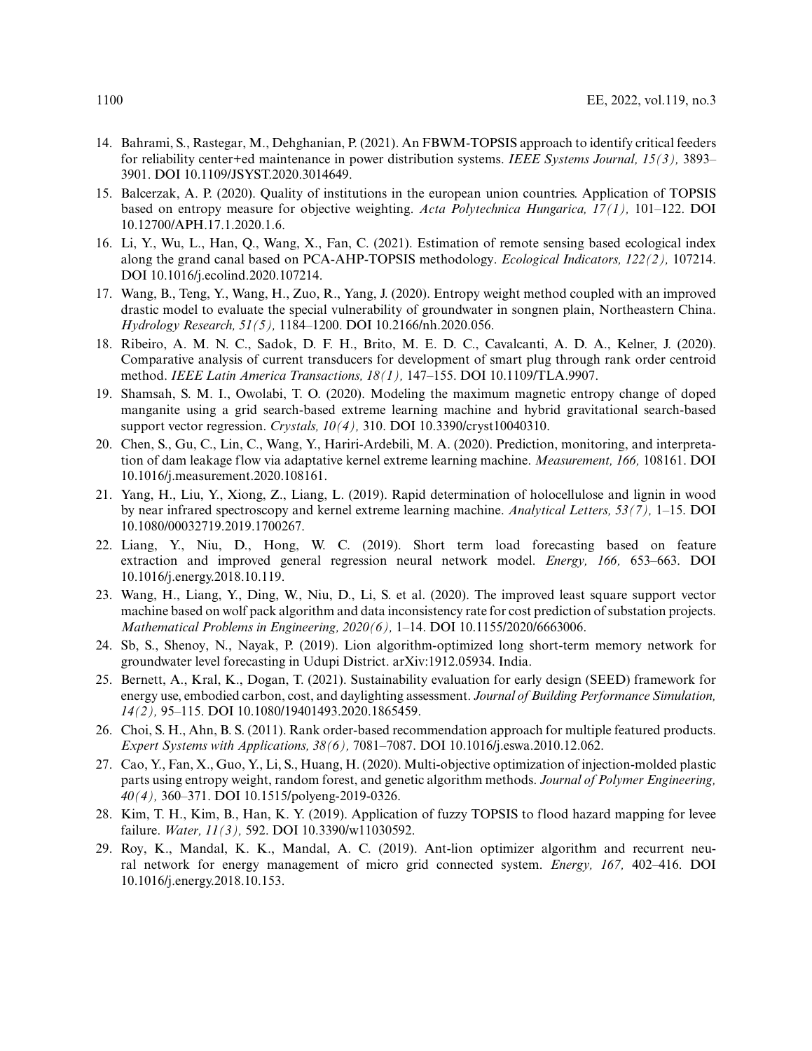14. Bahrami, S., Rastegar, M., Dehghanian, P. (2021). An FBWM-TOPSIS approach to identify critical feeders for reliability center+ed maintenance in power distribution systems. *IEEE Systems Journal, 15(3),* 3893–3901. DOI 10.1109/JSYST.2020.3014649.
15. Balcerzak, A. P. (2020). Quality of institutions in the european union countries. Application of TOPSIS based on entropy measure for objective weighting. *Acta Polytechnica Hungarica, 17(1),* 101–122. DOI 10.12700/APH.17.1.2020.1.6.
16. Li, Y., Wu, L., Han, Q., Wang, X., Fan, C. (2021). Estimation of remote sensing based ecological index along the grand canal based on PCA-AHP-TOPSIS methodology. *Ecological Indicators, 122(2),* 107214. DOI 10.1016/j.ecolind.2020.107214.
17. Wang, B., Teng, Y., Wang, H., Zuo, R., Yang, J. (2020). Entropy weight method coupled with an improved drastic model to evaluate the special vulnerability of groundwater in songnen plain, Northeastern China. *Hydrology Research, 51(5),* 1184–1200. DOI 10.2166/nh.2020.056.
18. Ribeiro, A. M. N. C., Sadok, D. F. H., Brito, M. E. D. C., Cavalcanti, A. D. A., Kelner, J. (2020). Comparative analysis of current transducers for development of smart plug through rank order centroid method. *IEEE Latin America Transactions, 18(1),* 147–155. DOI 10.1109/TLA.9907.
19. Shamsah, S. M. I., Owolabi, T. O. (2020). Modeling the maximum magnetic entropy change of doped manganite using a grid search-based extreme learning machine and hybrid gravitational search-based support vector regression. *Crystals, 10(4),* 310. DOI 10.3390/cryst10040310.
20. Chen, S., Gu, C., Lin, C., Wang, Y., Hariri-Ardebili, M. A. (2020). Prediction, monitoring, and interpretation of dam leakage flow via adaptative kernel extreme learning machine. *Measurement, 166,* 108161. DOI 10.1016/j.measurement.2020.108161.
21. Yang, H., Liu, Y., Xiong, Z., Liang, L. (2019). Rapid determination of holocellulose and lignin in wood by near infrared spectroscopy and kernel extreme learning machine. *Analytical Letters, 53(7),* 1–15. DOI 10.1080/00032719.2019.1700267.
22. Liang, Y., Niu, D., Hong, W. C. (2019). Short term load forecasting based on feature extraction and improved general regression neural network model. *Energy, 166,* 653–663. DOI 10.1016/j.energy.2018.10.119.
23. Wang, H., Liang, Y., Ding, W., Niu, D., Li, S. et al. (2020). The improved least square support vector machine based on wolf pack algorithm and data inconsistency rate for cost prediction of substation projects. *Mathematical Problems in Engineering, 2020(6),* 1–14. DOI 10.1155/2020/6663006.
24. Sb, S., Shenoy, N., Nayak, P. (2019). Lion algorithm-optimized long short-term memory network for groundwater level forecasting in Udupi District. arXiv:1912.05934. India.
25. Bernett, A., Kral, K., Dogan, T. (2021). Sustainability evaluation for early design (SEED) framework for energy use, embodied carbon, cost, and daylighting assessment. *Journal of Building Performance Simulation, 14(2),* 95–115. DOI 10.1080/19401493.2020.1865459.
26. Choi, S. H., Ahn, B. S. (2011). Rank order-based recommendation approach for multiple featured products. *Expert Systems with Applications, 38(6),* 7081–7087. DOI 10.1016/j.eswa.2010.12.062.
27. Cao, Y., Fan, X., Guo, Y., Li, S., Huang, H. (2020). Multi-objective optimization of injection-molded plastic parts using entropy weight, random forest, and genetic algorithm methods. *Journal of Polymer Engineering, 40(4),* 360–371. DOI 10.1515/polyeng-2019-0326.
28. Kim, T. H., Kim, B., Han, K. Y. (2019). Application of fuzzy TOPSIS to flood hazard mapping for levee failure. *Water, 11(3),* 592. DOI 10.3390/w11030592.
29. Roy, K., Mandal, K. K., Mandal, A. C. (2019). Ant-lion optimizer algorithm and recurrent neural network for energy management of micro grid connected system. *Energy, 167,* 402–416. DOI 10.1016/j.energy.2018.10.153.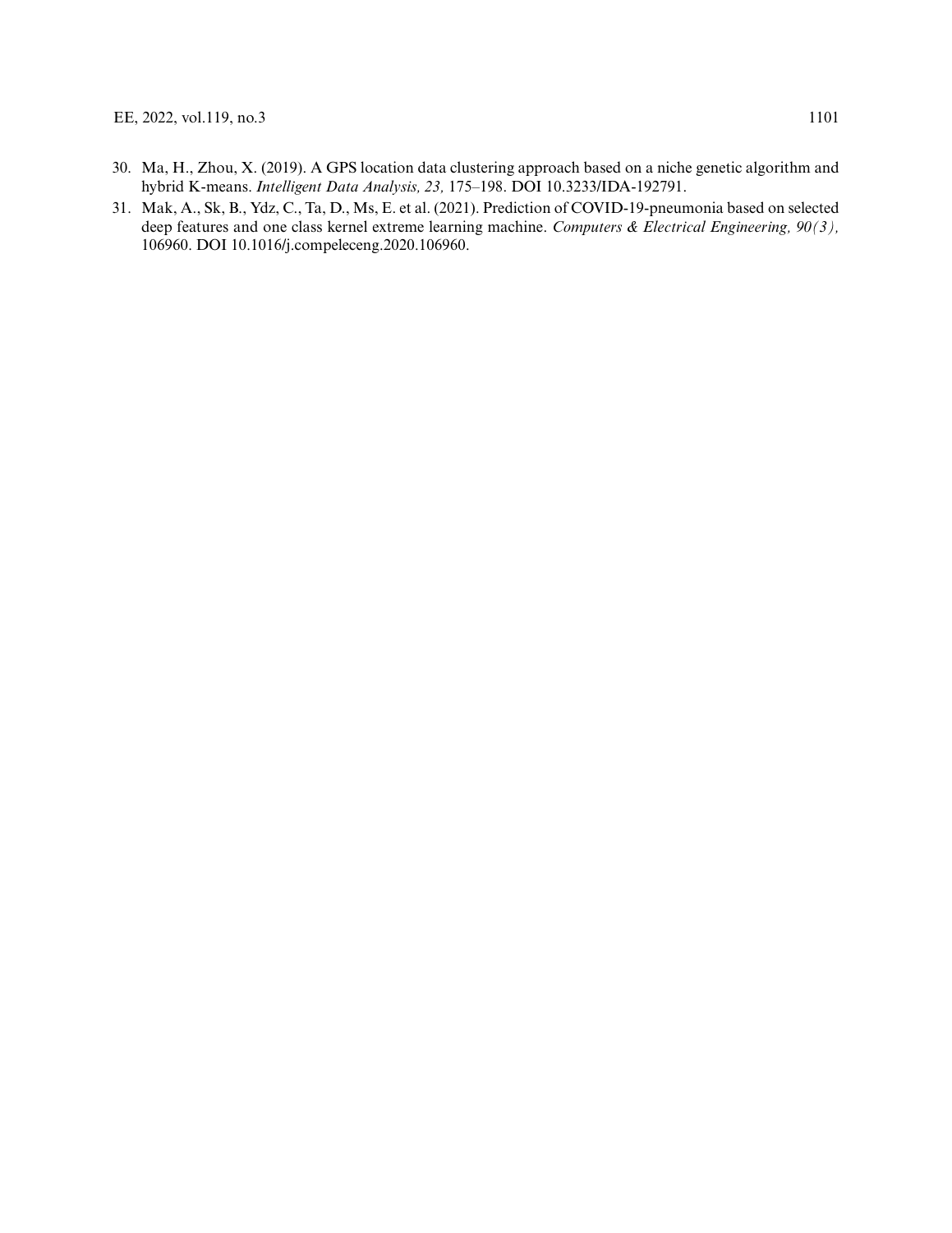30. Ma, H., Zhou, X. (2019). A GPS location data clustering approach based on a niche genetic algorithm and hybrid K-means. *Intelligent Data Analysis, 23,* 175–198. DOI 10.3233/IDA-192791.
31. Mak, A., Sk, B., Ydz, C., Ta, D., Ms, E. et al. (2021). Prediction of COVID-19-pneumonia based on selected deep features and one class kernel extreme learning machine. *Computers & Electrical Engineering, 90(3),* 106960. DOI 10.1016/j.compeleceng.2020.106960.